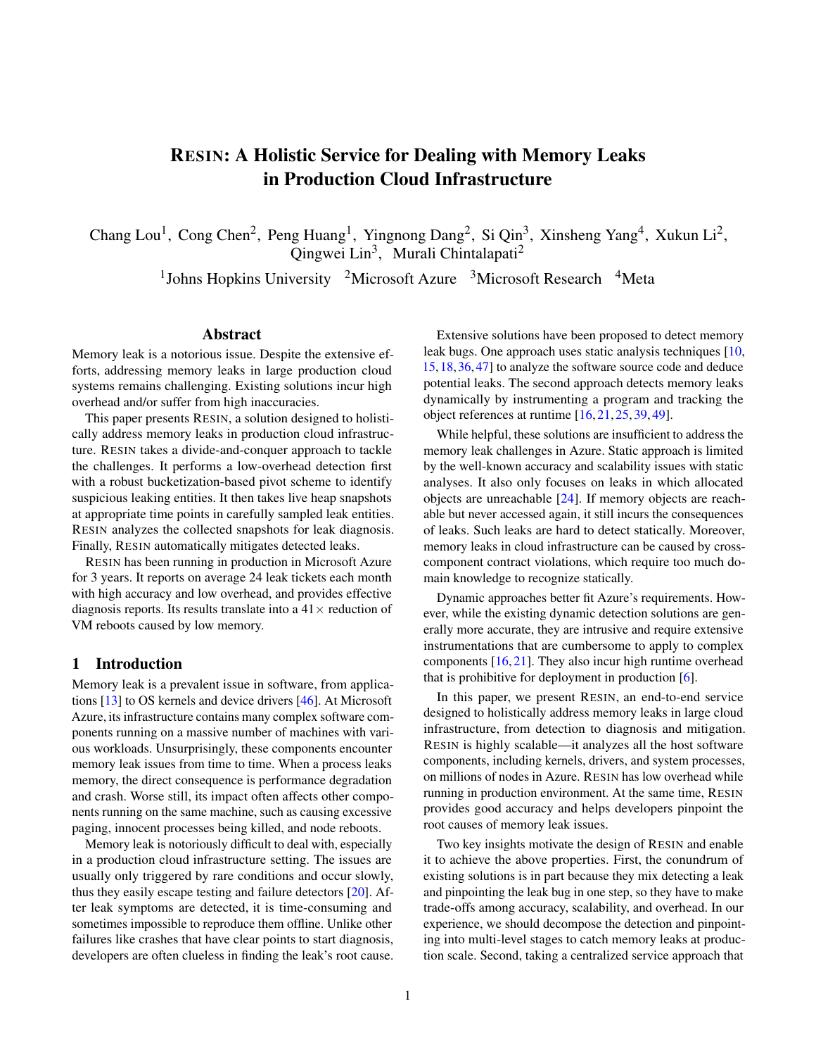# RESIN: A Holistic Service for Dealing with Memory Leaks in Production Cloud Infrastructure

Chang Lou[1], Cong Chen[2], Peng Huang[1], Yingnong Dang[2], Si Qin[3], Xinsheng Yang[4], Xukun Li[2], Qingwei Lin[3], Murali Chintalapati[2]

[1]Johns Hopkins University [2]Microsoft Azure [3]Microsoft Research [4]Meta

## Abstract

Memory leak is a notorious issue. Despite the extensive efforts, addressing memory leaks in large production cloud systems remains challenging. Existing solutions incur high overhead and/or suffer from high inaccuracies.

This paper presents RESIN, a solution designed to holistically address memory leaks in production cloud infrastructure. RESIN takes a divide-and-conquer approach to tackle the challenges. It performs a low-overhead detection first with a robust bucketization-based pivot scheme to identify suspicious leaking entities. It then takes live heap snapshots at appropriate time points in carefully sampled leak entities. RESIN analyzes the collected snapshots for leak diagnosis. Finally, RESIN automatically mitigates detected leaks.

RESIN has been running in production in Microsoft Azure for 3 years. It reports on average 24 leak tickets each month with high accuracy and low overhead, and provides effective diagnosis reports. Its results translate into a 41× reduction of VM reboots caused by low memory.

## 1 Introduction

Memory leak is a prevalent issue in software, from applications [13] to OS kernels and device drivers [46]. At Microsoft Azure, its infrastructure contains many complex software components running on a massive number of machines with various workloads. Unsurprisingly, these components encounter memory leak issues from time to time. When a process leaks memory, the direct consequence is performance degradation and crash. Worse still, its impact often affects other components running on the same machine, such as causing excessive paging, innocent processes being killed, and node reboots.

Memory leak is notoriously difficult to deal with, especially in a production cloud infrastructure setting. The issues are usually only triggered by rare conditions and occur slowly, thus they easily escape testing and failure detectors [20]. After leak symptoms are detected, it is time-consuming and sometimes impossible to reproduce them offline. Unlike other failures like crashes that have clear points to start diagnosis, developers are often clueless in finding the leak's root cause.

Extensive solutions have been proposed to detect memory leak bugs. One approach uses static analysis techniques [10, 15, 18, 36, 47] to analyze the software source code and deduce potential leaks. The second approach detects memory leaks dynamically by instrumenting a program and tracking the object references at runtime [16, 21, 25, 39, 49].

While helpful, these solutions are insufficient to address the memory leak challenges in Azure. Static approach is limited by the well-known accuracy and scalability issues with static analyses. It also only focuses on leaks in which allocated objects are unreachable [24]. If memory objects are reachable but never accessed again, it still incurs the consequences of leaks. Such leaks are hard to detect statically. Moreover, memory leaks in cloud infrastructure can be caused by cross-component contract violations, which require too much domain knowledge to recognize statically.

Dynamic approaches better fit Azure's requirements. However, while the existing dynamic detection solutions are generally more accurate, they are intrusive and require extensive instrumentations that are cumbersome to apply to complex components [16, 21]. They also incur high runtime overhead that is prohibitive for deployment in production [6].

In this paper, we present RESIN, an end-to-end service designed to holistically address memory leaks in large cloud infrastructure, from detection to diagnosis and mitigation. RESIN is highly scalable—it analyzes all the host software components, including kernels, drivers, and system processes, on millions of nodes in Azure. RESIN has low overhead while running in production environment. At the same time, RESIN provides good accuracy and helps developers pinpoint the root causes of memory leak issues.

Two key insights motivate the design of RESIN and enable it to achieve the above properties. First, the conundrum of existing solutions is in part because they mix detecting a leak and pinpointing the leak bug in one step, so they have to make trade-offs among accuracy, scalability, and overhead. In our experience, we should decompose the detection and pinpointing into multi-level stages to catch memory leaks at production scale. Second, taking a centralized service approach that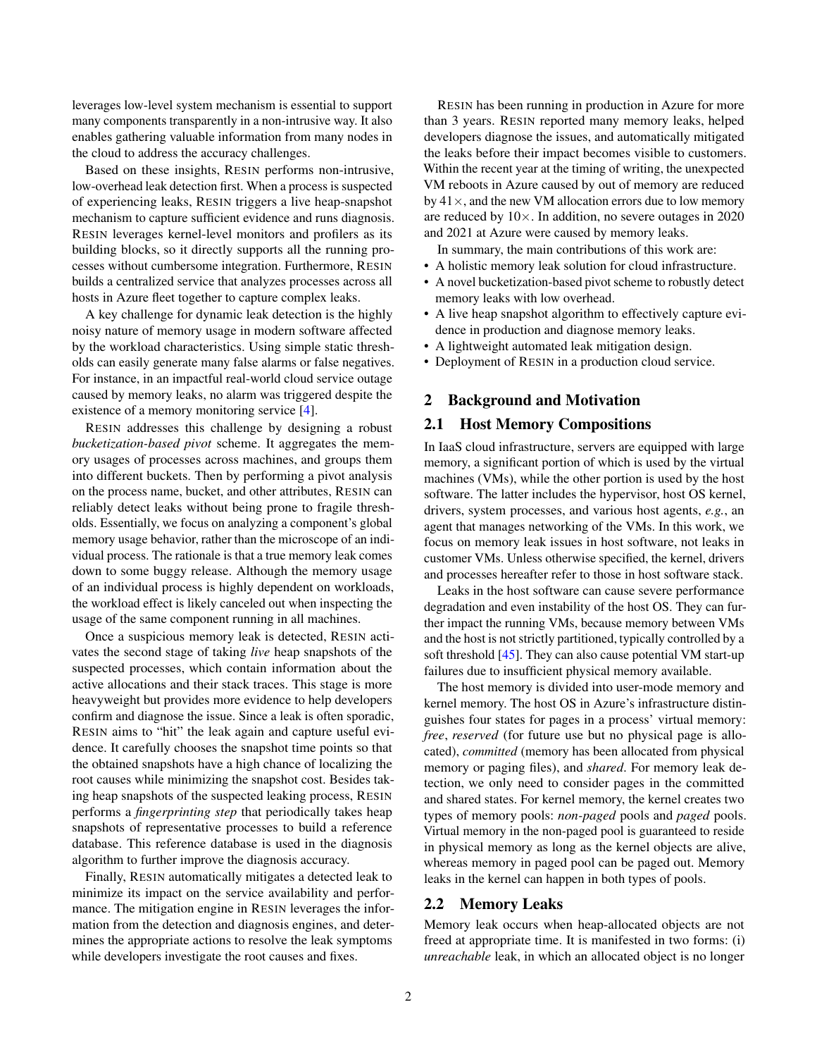leverages low-level system mechanism is essential to support many components transparently in a non-intrusive way. It also enables gathering valuable information from many nodes in the cloud to address the accuracy challenges.

Based on these insights, RESIN performs non-intrusive, low-overhead leak detection first. When a process is suspected of experiencing leaks, RESIN triggers a live heap-snapshot mechanism to capture sufficient evidence and runs diagnosis. RESIN leverages kernel-level monitors and profilers as its building blocks, so it directly supports all the running processes without cumbersome integration. Furthermore, RESIN builds a centralized service that analyzes processes across all hosts in Azure fleet together to capture complex leaks.

A key challenge for dynamic leak detection is the highly noisy nature of memory usage in modern software affected by the workload characteristics. Using simple static thresholds can easily generate many false alarms or false negatives. For instance, in an impactful real-world cloud service outage caused by memory leaks, no alarm was triggered despite the existence of a memory monitoring service [4].

RESIN addresses this challenge by designing a robust *bucketization-based pivot* scheme. It aggregates the memory usages of processes across machines, and groups them into different buckets. Then by performing a pivot analysis on the process name, bucket, and other attributes, RESIN can reliably detect leaks without being prone to fragile thresholds. Essentially, we focus on analyzing a component's global memory usage behavior, rather than the microscope of an individual process. The rationale is that a true memory leak comes down to some buggy release. Although the memory usage of an individual process is highly dependent on workloads, the workload effect is likely canceled out when inspecting the usage of the same component running in all machines.

Once a suspicious memory leak is detected, RESIN activates the second stage of taking *live* heap snapshots of the suspected processes, which contain information about the active allocations and their stack traces. This stage is more heavyweight but provides more evidence to help developers confirm and diagnose the issue. Since a leak is often sporadic, RESIN aims to "hit" the leak again and capture useful evidence. It carefully chooses the snapshot time points so that the obtained snapshots have a high chance of localizing the root causes while minimizing the snapshot cost. Besides taking heap snapshots of the suspected leaking process, RESIN performs a *fingerprinting step* that periodically takes heap snapshots of representative processes to build a reference database. This reference database is used in the diagnosis algorithm to further improve the diagnosis accuracy.

Finally, RESIN automatically mitigates a detected leak to minimize its impact on the service availability and performance. The mitigation engine in RESIN leverages the information from the detection and diagnosis engines, and determines the appropriate actions to resolve the leak symptoms while developers investigate the root causes and fixes.

RESIN has been running in production in Azure for more than 3 years. RESIN reported many memory leaks, helped developers diagnose the issues, and automatically mitigated the leaks before their impact becomes visible to customers. Within the recent year at the timing of writing, the unexpected VM reboots in Azure caused by out of memory are reduced by 41×, and the new VM allocation errors due to low memory are reduced by 10×. In addition, no severe outages in 2020 and 2021 at Azure were caused by memory leaks.

In summary, the main contributions of this work are:

- A holistic memory leak solution for cloud infrastructure.
- A novel bucketization-based pivot scheme to robustly detect memory leaks with low overhead.
- A live heap snapshot algorithm to effectively capture evidence in production and diagnose memory leaks.
- A lightweight automated leak mitigation design.
- Deployment of RESIN in a production cloud service.

## 2 Background and Motivation

### 2.1 Host Memory Compositions

In IaaS cloud infrastructure, servers are equipped with large memory, a significant portion of which is used by the virtual machines (VMs), while the other portion is used by the host software. The latter includes the hypervisor, host OS kernel, drivers, system processes, and various host agents, *e.g.*, an agent that manages networking of the VMs. In this work, we focus on memory leak issues in host software, not leaks in customer VMs. Unless otherwise specified, the kernel, drivers and processes hereafter refer to those in host software stack.

Leaks in the host software can cause severe performance degradation and even instability of the host OS. They can further impact the running VMs, because memory between VMs and the host is not strictly partitioned, typically controlled by a soft threshold [45]. They can also cause potential VM start-up failures due to insufficient physical memory available.

The host memory is divided into user-mode memory and kernel memory. The host OS in Azure's infrastructure distinguishes four states for pages in a process' virtual memory: *free*, *reserved* (for future use but no physical page is allocated), *committed* (memory has been allocated from physical memory or paging files), and *shared*. For memory leak detection, we only need to consider pages in the committed and shared states. For kernel memory, the kernel creates two types of memory pools: *non-paged* pools and *paged* pools. Virtual memory in the non-paged pool is guaranteed to reside in physical memory as long as the kernel objects are alive, whereas memory in paged pool can be paged out. Memory leaks in the kernel can happen in both types of pools.

### 2.2 Memory Leaks

Memory leak occurs when heap-allocated objects are not freed at appropriate time. It is manifested in two forms: (i) *unreachable* leak, in which an allocated object is no longer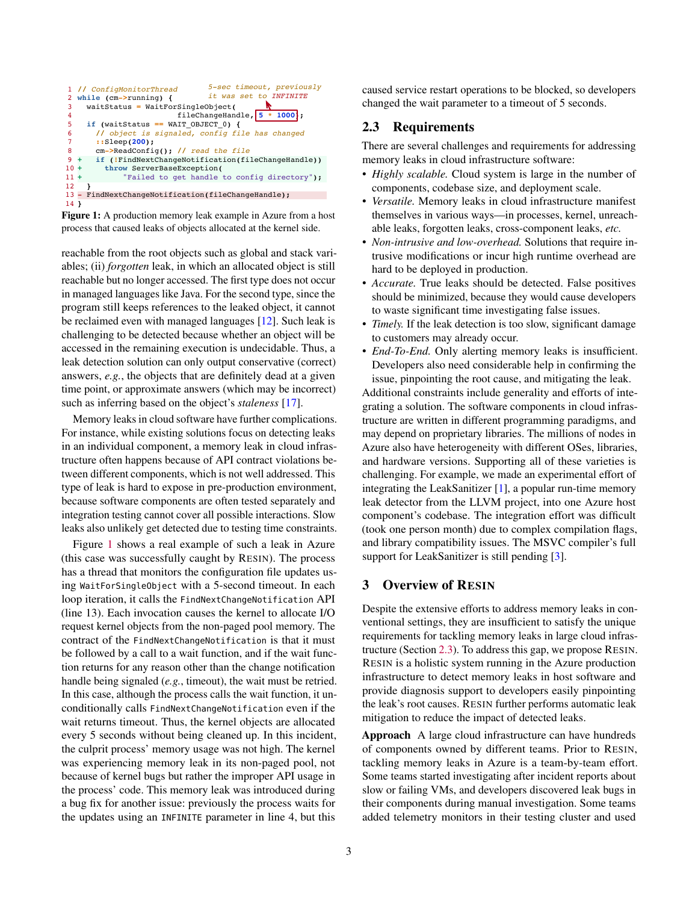```
1  // ConfigMonitorThread          5-sec timeout, previously
2  while (cm->running) {          it was set to INFINITE
3    waitStatus = WaitForSingleObject(
4                   fileChangeHandle, 5 * 1000);
5    if (waitStatus == WAIT_OBJECT_0) {
6      // object is signaled, config file has changed
7      ::Sleep(200);
8      cm->ReadConfig(); // read the file
9  +   if (!FindNextChangeNotification(fileChangeHandle))
10 +     throw ServerBaseException(
11 +         "Failed to get handle to config directory");
12   }
13 - FindNextChangeNotification(fileChangeHandle);
14 }
```

**Figure 1:** A production memory leak example in Azure from a host process that caused leaks of objects allocated at the kernel side.

reachable from the root objects such as global and stack variables; (ii) *forgotten* leak, in which an allocated object is still reachable but no longer accessed. The first type does not occur in managed languages like Java. For the second type, since the program still keeps references to the leaked object, it cannot be reclaimed even with managed languages [12]. Such leak is challenging to be detected because whether an object will be accessed in the remaining execution is undecidable. Thus, a leak detection solution can only output conservative (correct) answers, *e.g.*, the objects that are definitely dead at a given time point, or approximate answers (which may be incorrect) such as inferring based on the object's *staleness* [17].

Memory leaks in cloud software have further complications. For instance, while existing solutions focus on detecting leaks in an individual component, a memory leak in cloud infrastructure often happens because of API contract violations between different components, which is not well addressed. This type of leak is hard to expose in pre-production environment, because software components are often tested separately and integration testing cannot cover all possible interactions. Slow leaks also unlikely get detected due to testing time constraints.

Figure 1 shows a real example of such a leak in Azure (this case was successfully caught by RESIN). The process has a thread that monitors the configuration file updates using `WaitForSingleObject` with a 5-second timeout. In each loop iteration, it calls the `FindNextChangeNotification` API (line 13). Each invocation causes the kernel to allocate I/O request kernel objects from the non-paged pool memory. The contract of the `FindNextChangeNotification` is that it must be followed by a call to a wait function, and if the wait function returns for any reason other than the change notification handle being signaled (*e.g.*, timeout), the wait must be retried. In this case, although the process calls the wait function, it unconditionally calls `FindNextChangeNotification` even if the wait returns timeout. Thus, the kernel objects are allocated every 5 seconds without being cleaned up. In this incident, the culprit process' memory usage was not high. The kernel was experiencing memory leak in its non-paged pool, not because of kernel bugs but rather the improper API usage in the process' code. This memory leak was introduced during a bug fix for another issue: previously the process waits for the updates using an `INFINITE` parameter in line 4, but this caused service restart operations to be blocked, so developers changed the wait parameter to a timeout of 5 seconds.

## 2.3 Requirements

There are several challenges and requirements for addressing memory leaks in cloud infrastructure software:

- *Highly scalable.* Cloud system is large in the number of components, codebase size, and deployment scale.
- *Versatile.* Memory leaks in cloud infrastructure manifest themselves in various ways—in processes, kernel, unreachable leaks, forgotten leaks, cross-component leaks, *etc.*
- *Non-intrusive and low-overhead.* Solutions that require intrusive modifications or incur high runtime overhead are hard to be deployed in production.
- *Accurate.* True leaks should be detected. False positives should be minimized, because they would cause developers to waste significant time investigating false issues.
- *Timely.* If the leak detection is too slow, significant damage to customers may already occur.
- *End-To-End.* Only alerting memory leaks is insufficient. Developers also need considerable help in confirming the issue, pinpointing the root cause, and mitigating the leak.

Additional constraints include generality and efforts of integrating a solution. The software components in cloud infrastructure are written in different programming paradigms, and may depend on proprietary libraries. The millions of nodes in Azure also have heterogeneity with different OSes, libraries, and hardware versions. Supporting all of these varieties is challenging. For example, we made an experimental effort of integrating the LeakSanitizer [1], a popular run-time memory leak detector from the LLVM project, into one Azure host component's codebase. The integration effort was difficult (took one person month) due to complex compilation flags, and library compatibility issues. The MSVC compiler's full support for LeakSanitizer is still pending [3].

# 3 Overview of RESIN

Despite the extensive efforts to address memory leaks in conventional settings, they are insufficient to satisfy the unique requirements for tackling memory leaks in large cloud infrastructure (Section 2.3). To address this gap, we propose RESIN. RESIN is a holistic system running in the Azure production infrastructure to detect memory leaks in host software and provide diagnosis support to developers easily pinpointing the leak's root causes. RESIN further performs automatic leak mitigation to reduce the impact of detected leaks.

**Approach** A large cloud infrastructure can have hundreds of components owned by different teams. Prior to RESIN, tackling memory leaks in Azure is a team-by-team effort. Some teams started investigating after incident reports about slow or failing VMs, and developers discovered leak bugs in their components during manual investigation. Some teams added telemetry monitors in their testing cluster and used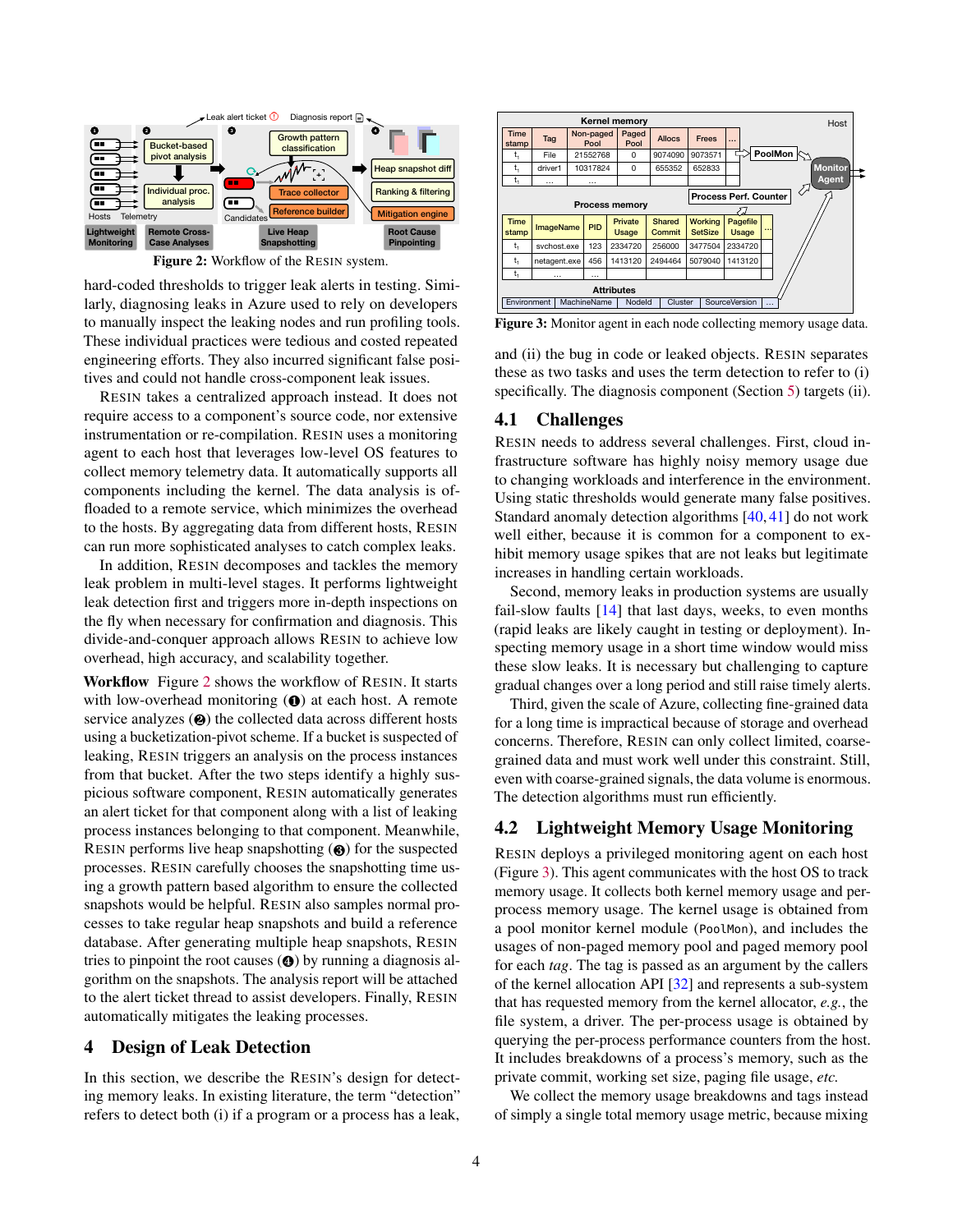Figure 2: Workflow of the RESIN system.

hard-coded thresholds to trigger leak alerts in testing. Similarly, diagnosing leaks in Azure used to rely on developers to manually inspect the leaking nodes and run profiling tools. These individual practices were tedious and costed repeated engineering efforts. They also incurred significant false positives and could not handle cross-component leak issues.

RESIN takes a centralized approach instead. It does not require access to a component's source code, nor extensive instrumentation or re-compilation. RESIN uses a monitoring agent to each host that leverages low-level OS features to collect memory telemetry data. It automatically supports all components including the kernel. The data analysis is offloaded to a remote service, which minimizes the overhead to the hosts. By aggregating data from different hosts, RESIN can run more sophisticated analyses to catch complex leaks.

In addition, RESIN decomposes and tackles the memory leak problem in multi-level stages. It performs lightweight leak detection first and triggers more in-depth inspections on the fly when necessary for confirmation and diagnosis. This divide-and-conquer approach allows RESIN to achieve low overhead, high accuracy, and scalability together.

**Workflow** Figure 2 shows the workflow of RESIN. It starts with low-overhead monitoring (❶) at each host. A remote service analyzes (❷) the collected data across different hosts using a bucketization-pivot scheme. If a bucket is suspected of leaking, RESIN triggers an analysis on the process instances from that bucket. After the two steps identify a highly suspicious software component, RESIN automatically generates an alert ticket for that component along with a list of leaking process instances belonging to that component. Meanwhile, RESIN performs live heap snapshotting (❸) for the suspected processes. RESIN carefully chooses the snapshotting time using a growth pattern based algorithm to ensure the collected snapshots would be helpful. RESIN also samples normal processes to take regular heap snapshots and build a reference database. After generating multiple heap snapshots, RESIN tries to pinpoint the root causes (❹) by running a diagnosis algorithm on the snapshots. The analysis report will be attached to the alert ticket thread to assist developers. Finally, RESIN automatically mitigates the leaking processes.

## 4 Design of Leak Detection

In this section, we describe the RESIN's design for detecting memory leaks. In existing literature, the term "detection" refers to detect both (i) if a program or a process has a leak, and (ii) the bug in code or leaked objects. RESIN separates these as two tasks and uses the term detection to refer to (i) specifically. The diagnosis component (Section 5) targets (ii).

Figure 3: Monitor agent in each node collecting memory usage data.

### 4.1 Challenges

RESIN needs to address several challenges. First, cloud infrastructure software has highly noisy memory usage due to changing workloads and interference in the environment. Using static thresholds would generate many false positives. Standard anomaly detection algorithms [40, 41] do not work well either, because it is common for a component to exhibit memory usage spikes that are not leaks but legitimate increases in handling certain workloads.

Second, memory leaks in production systems are usually fail-slow faults [14] that last days, weeks, to even months (rapid leaks are likely caught in testing or deployment). Inspecting memory usage in a short time window would miss these slow leaks. It is necessary but challenging to capture gradual changes over a long period and still raise timely alerts.

Third, given the scale of Azure, collecting fine-grained data for a long time is impractical because of storage and overhead concerns. Therefore, RESIN can only collect limited, coarse-grained data and must work well under this constraint. Still, even with coarse-grained signals, the data volume is enormous. The detection algorithms must run efficiently.

### 4.2 Lightweight Memory Usage Monitoring

RESIN deploys a privileged monitoring agent on each host (Figure 3). This agent communicates with the host OS to track memory usage. It collects both kernel memory usage and per-process memory usage. The kernel usage is obtained from a pool monitor kernel module (`PoolMon`), and includes the usages of non-paged memory pool and paged memory pool for each *tag*. The tag is passed as an argument by the callers of the kernel allocation API [32] and represents a sub-system that has requested memory from the kernel allocator, *e.g.*, the file system, a driver. The per-process usage is obtained by querying the per-process performance counters from the host. It includes breakdowns of a process's memory, such as the private commit, working set size, paging file usage, *etc.*

We collect the memory usage breakdowns and tags instead of simply a single total memory usage metric, because mixing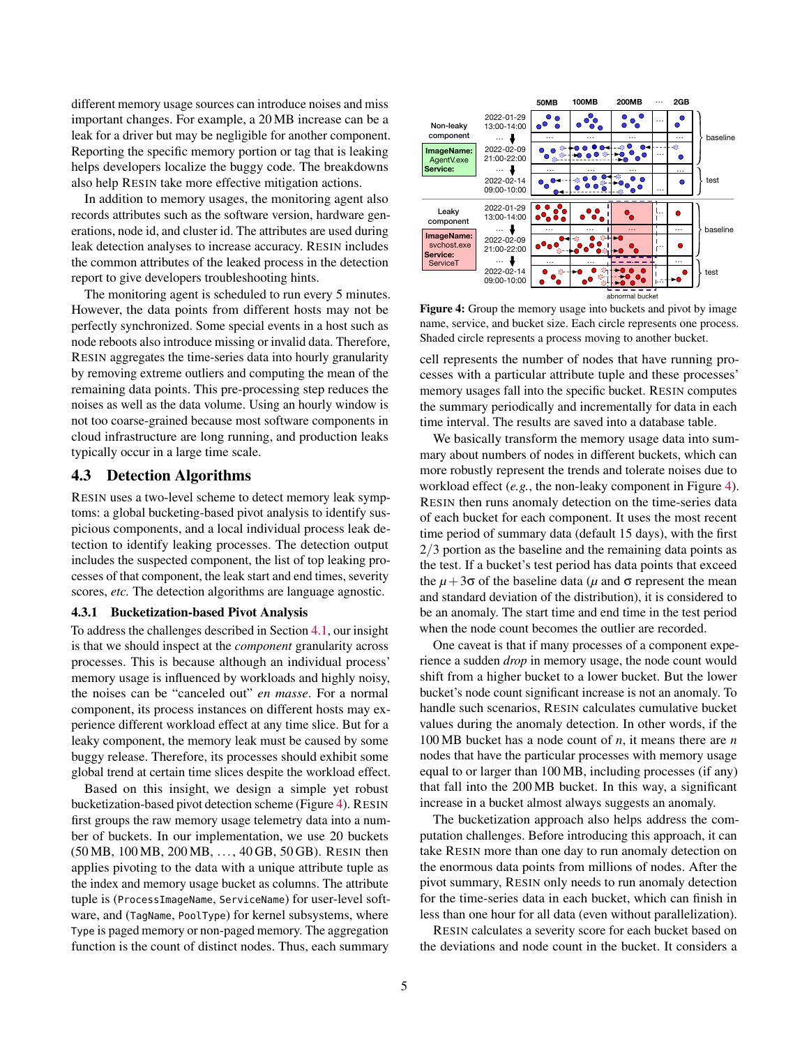different memory usage sources can introduce noises and miss important changes. For example, a 20 MB increase can be a leak for a driver but may be negligible for another component. Reporting the specific memory portion or tag that is leaking helps developers localize the buggy code. The breakdowns also help RESIN take more effective mitigation actions.

In addition to memory usages, the monitoring agent also records attributes such as the software version, hardware generations, node id, and cluster id. The attributes are used during leak detection analyses to increase accuracy. RESIN includes the common attributes of the leaked process in the detection report to give developers troubleshooting hints.

The monitoring agent is scheduled to run every 5 minutes. However, the data points from different hosts may not be perfectly synchronized. Some special events in a host such as node reboots also introduce missing or invalid data. Therefore, RESIN aggregates the time-series data into hourly granularity by removing extreme outliers and computing the mean of the remaining data points. This pre-processing step reduces the noises as well as the data volume. Using an hourly window is not too coarse-grained because most software components in cloud infrastructure are long running, and production leaks typically occur in a large time scale.

## 4.3 Detection Algorithms

RESIN uses a two-level scheme to detect memory leak symptoms: a global bucketing-based pivot analysis to identify suspicious components, and a local individual process leak detection to identify leaking processes. The detection output includes the suspected component, the list of top leaking processes of that component, the leak start and end times, severity scores, *etc.* The detection algorithms are language agnostic.

### 4.3.1 Bucketization-based Pivot Analysis

To address the challenges described in Section 4.1, our insight is that we should inspect at the *component* granularity across processes. This is because although an individual process' memory usage is influenced by workloads and highly noisy, the noises can be "canceled out" *en masse*. For a normal component, its process instances on different hosts may experience different workload effect at any time slice. But for a leaky component, the memory leak must be caused by some buggy release. Therefore, its processes should exhibit some global trend at certain time slices despite the workload effect.

Based on this insight, we design a simple yet robust bucketization-based pivot detection scheme (Figure 4). RESIN first groups the raw memory usage telemetry data into a number of buckets. In our implementation, we use 20 buckets (50 MB, 100 MB, 200 MB, ..., 40 GB, 50 GB). RESIN then applies pivoting to the data with a unique attribute tuple as the index and memory usage bucket as columns. The attribute tuple is (`ProcessImageName`, `ServiceName`) for user-level software, and (`TagName`, `PoolType`) for kernel subsystems, where `Type` is paged memory or non-paged memory. The aggregation function is the count of distinct nodes. Thus, each summary

Figure 4: Group the memory usage into buckets and pivot by image name, service, and bucket size. Each circle represents one process. Shaded circle represents a process moving to another bucket.

cell represents the number of nodes that have running processes with a particular attribute tuple and these processes' memory usages fall into the specific bucket. RESIN computes the summary periodically and incrementally for data in each time interval. The results are saved into a database table.

We basically transform the memory usage data into summary about numbers of nodes in different buckets, which can more robustly represent the trends and tolerate noises due to workload effect (*e.g.*, the non-leaky component in Figure 4). RESIN then runs anomaly detection on the time-series data of each bucket for each component. It uses the most recent time period of summary data (default 15 days), with the first $2/3$ portion as the baseline and the remaining data points as the test. If a bucket's test period has data points that exceed the $\mu + 3\sigma$ of the baseline data ($\mu$ and $\sigma$ represent the mean and standard deviation of the distribution), it is considered to be an anomaly. The start time and end time in the test period when the node count becomes the outlier are recorded.

One caveat is that if many processes of a component experience a sudden *drop* in memory usage, the node count would shift from a higher bucket to a lower bucket. But the lower bucket's node count significant increase is not an anomaly. To handle such scenarios, RESIN calculates cumulative bucket values during the anomaly detection. In other words, if the 100 MB bucket has a node count of $n$, it means there are $n$ nodes that have the particular processes with memory usage equal to or larger than 100 MB, including processes (if any) that fall into the 200 MB bucket. In this way, a significant increase in a bucket almost always suggests an anomaly.

The bucketization approach also helps address the computation challenges. Before introducing this approach, it can take RESIN more than one day to run anomaly detection on the enormous data points from millions of nodes. After the pivot summary, RESIN only needs to run anomaly detection for the time-series data in each bucket, which can finish in less than one hour for all data (even without parallelization).

RESIN calculates a severity score for each bucket based on the deviations and node count in the bucket. It considers a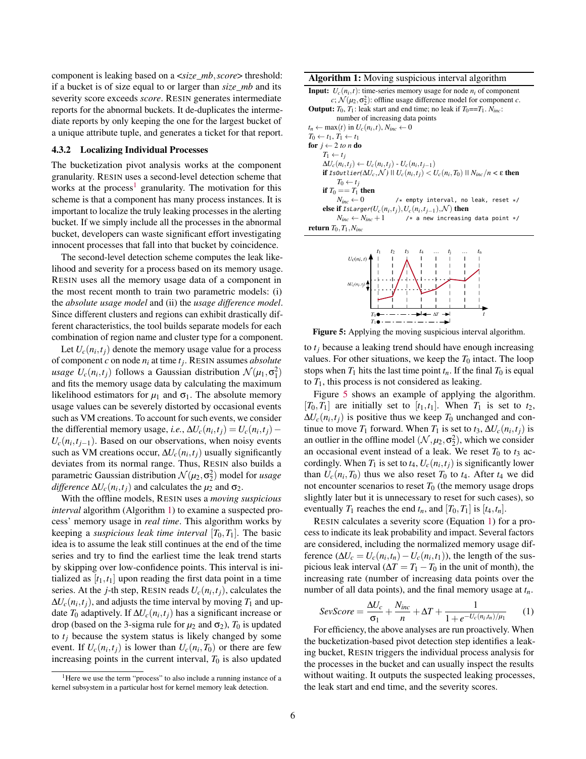component is leaking based on a <*size_mb*, *score*> threshold: if a bucket is of size equal to or larger than *size_mb* and its severity score exceeds *score*. RESIN generates intermediate reports for the abnormal buckets. It de-duplicates the intermediate reports by only keeping the one for the largest bucket of a unique attribute tuple, and generates a ticket for that report.

### 4.3.2 Localizing Individual Processes

The bucketization pivot analysis works at the component granularity. RESIN uses a second-level detection scheme that works at the process[1] granularity. The motivation for this scheme is that a component has many process instances. It is important to localize the truly leaking processes in the alerting bucket. If we simply include all the processes in the abnormal bucket, developers can waste significant effort investigating innocent processes that fall into that bucket by coincidence.

The second-level detection scheme computes the leak likelihood and severity for a process based on its memory usage. RESIN uses all the memory usage data of a component in the most recent month to train two parametric models: (i) the *absolute usage model* and (ii) the *usage difference model*. Since different clusters and regions can exhibit drastically different characteristics, the tool builds separate models for each combination of region name and cluster type for a component.

Let $U_c(n_i, t_j)$ denote the memory usage value for a process of component $c$ on node $n_i$ at time $t_j$. RESIN assumes *absolute usage* $U_c(n_i, t_j)$ follows a Gaussian distribution $\mathcal{N}(\mu_1, \sigma_1^2)$ and fits the memory usage data by calculating the maximum likelihood estimators for $\mu_1$ and $\sigma_1$. The absolute memory usage values can be severely distorted by occasional events such as VM creations. To account for such events, we consider the differential memory usage, *i.e.*, $\Delta U_c(n_i, t_j) = U_c(n_i, t_j) - U_c(n_i, t_{j-1})$. Based on our observations, when noisy events such as VM creations occur, $\Delta U_c(n_i, t_j)$ usually significantly deviates from its normal range. Thus, RESIN also builds a parametric Gaussian distribution $\mathcal{N}(\mu_2, \sigma_2^2)$ model for *usage difference* $\Delta U_c(n_i, t_j)$ and calculates the $\mu_2$ and $\sigma_2$.

With the offline models, RESIN uses a *moving suspicious interval* algorithm (Algorithm 1) to examine a suspected process' memory usage in *real time*. This algorithm works by keeping a *suspicious leak time interval* $[T_0, T_1]$. The basic idea is to assume the leak still continues at the end of the time series and try to find the earliest time the leak trend starts by skipping over low-confidence points. This interval is initialized as $[t_1, t_1]$ upon reading the first data point in a time series. At the $j$-th step, RESIN reads $U_c(n_i, t_j)$, calculates the $\Delta U_c(n_i, t_j)$, and adjusts the time interval by moving $T_1$ and update $T_0$ adaptively. If $\Delta U_c(n_i, t_j)$ has a significant increase or drop (based on the 3-sigma rule for $\mu_2$ and $\sigma_2$), $T_0$ is updated to $t_j$ because the system status is likely changed by some event. If $U_c(n_i, t_j)$ is lower than $U_c(n_i, T_0)$ or there are few increasing points in the current interval, $T_0$ is also updated to $t_j$ because a leaking trend should have enough increasing values. For other situations, we keep the $T_0$ intact. The loop stops when $T_1$ hits the last time point $t_n$. If the final $T_0$ is equal to $T_1$, this process is not considered as leaking.

**Algorithm 1:** Moving suspicious interval algorithm

**Input:** $U_c(n_i, t)$: time-series memory usage for node $n_i$ of component $c$; $\mathcal{N}(\mu_2, \sigma_2^2)$: offline usage difference model for component $c$.
**Output:** $T_0$, $T_1$: leak start and end time; no leak if $T_0 == T_1$. $N_{inc}$: number of increasing data points

```
t_n ← max(t) in U_c(n_i, t), N_inc ← 0
T_0 ← t_1, T_1 ← t_1
for j ← 2 to n do
    T_1 ← t_j
    ΔU_c(n_i, t_j) ← U_c(n_i, t_j) - U_c(n_i, t_{j-1})
    if IsOutlier(ΔU_c, N) || U_c(n_i, t_j) < U_c(n_i, T_0) || N_inc/n < ε then
        T_0 ← t_j
    if T_0 == T_1 then
        N_inc ← 0          /* empty interval, no leak, reset */
    else if IsLarger(U_c(n_i, t_j), U_c(n_i, t_{j-1}), N) then
        N_inc ← N_inc + 1      /* a new increasing data point */
return T_0, T_1, N_inc
```

Figure 5: Applying the moving suspicious interval algorithm.

Figure 5 shows an example of applying the algorithm. $[T_0, T_1]$ are initially set to $[t_1, t_1]$. When $T_1$ is set to $t_2$, $\Delta U_c(n_i, t_j)$ is positive thus we keep $T_0$ unchanged and continue to move $T_1$ forward. When $T_1$ is set to $t_3$, $\Delta U_c(n_i, t_j)$ is an outlier in the offline model $(\mathcal{N}, \mu_2, \sigma_2^2)$, which we consider an occasional event instead of a leak. We reset $T_0$ to $t_3$ accordingly. When $T_1$ is set to $t_4$, $U_c(n_i, t_j)$ is significantly lower than $U_c(n_i, T_0)$ thus we also reset $T_0$ to $t_4$. After $t_4$ we did not encounter scenarios to reset $T_0$ (the memory usage drops slightly later but it is unnecessary to reset for such cases), so eventually $T_1$ reaches the end $t_n$, and $[T_0, T_1]$ is $[t_4, t_n]$.

RESIN calculates a severity score (Equation 1) for a process to indicate its leak probability and impact. Several factors are considered, including the normalized memory usage difference ($\Delta U_c = U_c(n_i, t_n) - U_c(n_i, t_1)$), the length of the suspicious leak interval ($\Delta T = T_1 - T_0$ in the unit of month), the increasing rate (number of increasing data points over the number of all data points), and the final memory usage at $t_n$.

$$SevScore = \frac{\Delta U_c}{\sigma_1} + \frac{N_{inc}}{n} + \Delta T + \frac{1}{1 + e^{-U_c(n_i, t_n)/\mu_1}} \quad (1)$$

For efficiency, the above analyses are run proactively. When the bucketization-based pivot detection step identifies a leaking bucket, RESIN triggers the individual process analysis for the processes in the bucket and can usually inspect the results without waiting. It outputs the suspected leaking processes, the leak start and end time, and the severity scores.

[1] Here we use the term "process" to also include a running instance of a kernel subsystem in a particular host for kernel memory leak detection.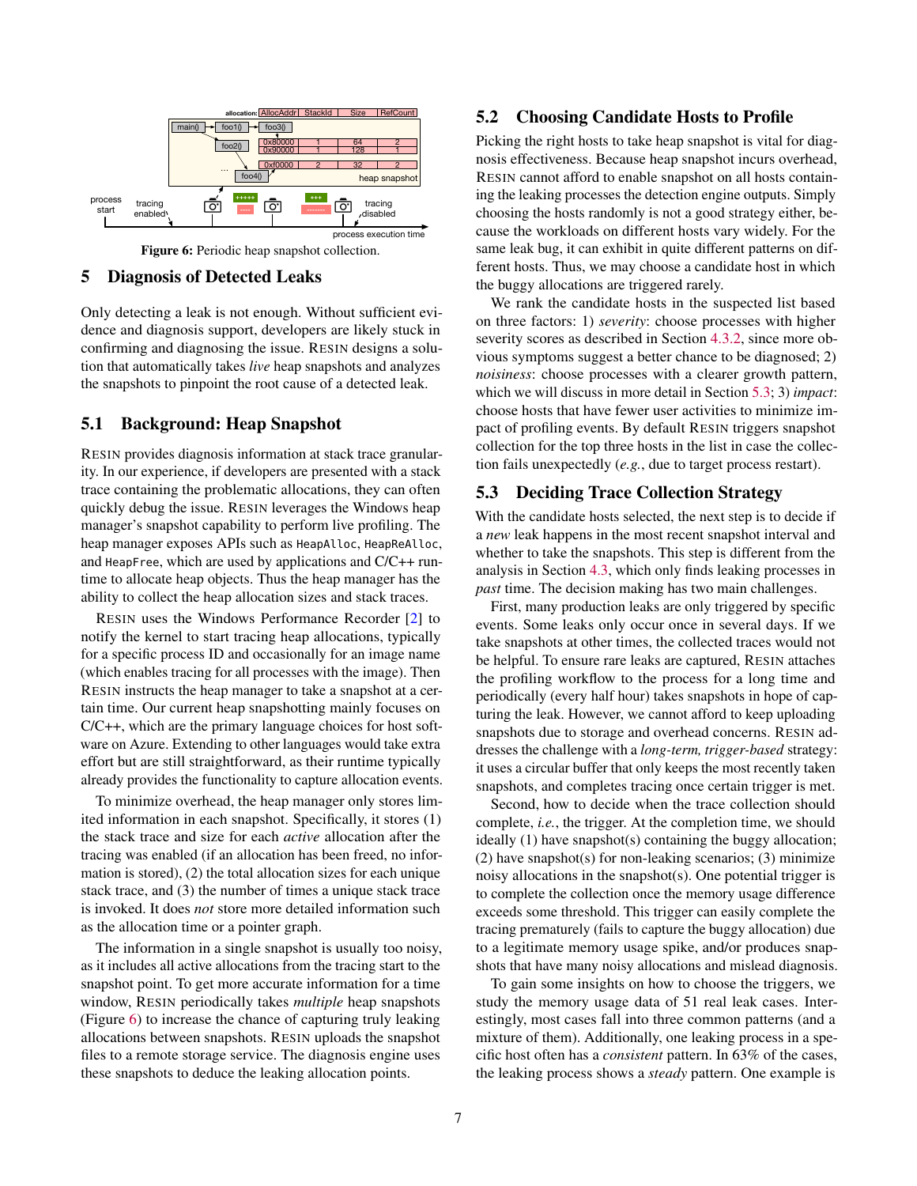Figure 6: Periodic heap snapshot collection.

## 5 Diagnosis of Detected Leaks

Only detecting a leak is not enough. Without sufficient evidence and diagnosis support, developers are likely stuck in confirming and diagnosing the issue. RESIN designs a solution that automatically takes *live* heap snapshots and analyzes the snapshots to pinpoint the root cause of a detected leak.

### 5.1 Background: Heap Snapshot

RESIN provides diagnosis information at stack trace granularity. In our experience, if developers are presented with a stack trace containing the problematic allocations, they can often quickly debug the issue. RESIN leverages the Windows heap manager's snapshot capability to perform live profiling. The heap manager exposes APIs such as `HeapAlloc`, `HeapReAlloc`, and `HeapFree`, which are used by applications and C/C++ runtime to allocate heap objects. Thus the heap manager has the ability to collect the heap allocation sizes and stack traces.

RESIN uses the Windows Performance Recorder [2] to notify the kernel to start tracing heap allocations, typically for a specific process ID and occasionally for an image name (which enables tracing for all processes with the image). Then RESIN instructs the heap manager to take a snapshot at a certain time. Our current heap snapshotting mainly focuses on C/C++, which are the primary language choices for host software on Azure. Extending to other languages would take extra effort but are still straightforward, as their runtime typically already provides the functionality to capture allocation events.

To minimize overhead, the heap manager only stores limited information in each snapshot. Specifically, it stores (1) the stack trace and size for each *active* allocation after the tracing was enabled (if an allocation has been freed, no information is stored), (2) the total allocation sizes for each unique stack trace, and (3) the number of times a unique stack trace is invoked. It does *not* store more detailed information such as the allocation time or a pointer graph.

The information in a single snapshot is usually too noisy, as it includes all active allocations from the tracing start to the snapshot point. To get more accurate information for a time window, RESIN periodically takes *multiple* heap snapshots (Figure 6) to increase the chance of capturing truly leaking allocations between snapshots. RESIN uploads the snapshot files to a remote storage service. The diagnosis engine uses these snapshots to deduce the leaking allocation points.

### 5.2 Choosing Candidate Hosts to Profile

Picking the right hosts to take heap snapshot is vital for diagnosis effectiveness. Because heap snapshot incurs overhead, RESIN cannot afford to enable snapshot on all hosts containing the leaking processes the detection engine outputs. Simply choosing the hosts randomly is not a good strategy either, because the workloads on different hosts vary widely. For the same leak bug, it can exhibit in quite different patterns on different hosts. Thus, we may choose a candidate host in which the buggy allocations are triggered rarely.

We rank the candidate hosts in the suspected list based on three factors: 1) *severity*: choose processes with higher severity scores as described in Section 4.3.2, since more obvious symptoms suggest a better chance to be diagnosed; 2) *noisiness*: choose processes with a clearer growth pattern, which we will discuss in more detail in Section 5.3; 3) *impact*: choose hosts that have fewer user activities to minimize impact of profiling events. By default RESIN triggers snapshot collection for the top three hosts in the list in case the collection fails unexpectedly (*e.g.*, due to target process restart).

### 5.3 Deciding Trace Collection Strategy

With the candidate hosts selected, the next step is to decide if a *new* leak happens in the most recent snapshot interval and whether to take the snapshots. This step is different from the analysis in Section 4.3, which only finds leaking processes in *past* time. The decision making has two main challenges.

First, many production leaks are only triggered by specific events. Some leaks only occur once in several days. If we take snapshots at other times, the collected traces would not be helpful. To ensure rare leaks are captured, RESIN attaches the profiling workflow to the process for a long time and periodically (every half hour) takes snapshots in hope of capturing the leak. However, we cannot afford to keep uploading snapshots due to storage and overhead concerns. RESIN addresses the challenge with a *long-term, trigger-based* strategy: it uses a circular buffer that only keeps the most recently taken snapshots, and completes tracing once certain trigger is met.

Second, how to decide when the trace collection should complete, *i.e.*, the trigger. At the completion time, we should ideally (1) have snapshot(s) containing the buggy allocation; (2) have snapshot(s) for non-leaking scenarios; (3) minimize noisy allocations in the snapshot(s). One potential trigger is to complete the collection once the memory usage difference exceeds some threshold. This trigger can easily complete the tracing prematurely (fails to capture the buggy allocation) due to a legitimate memory usage spike, and/or produces snapshots that have many noisy allocations and mislead diagnosis.

To gain some insights on how to choose the triggers, we study the memory usage data of 51 real leak cases. Interestingly, most cases fall into three common patterns (and a mixture of them). Additionally, one leaking process in a specific host often has a *consistent* pattern. In 63% of the cases, the leaking process shows a *steady* pattern. One example is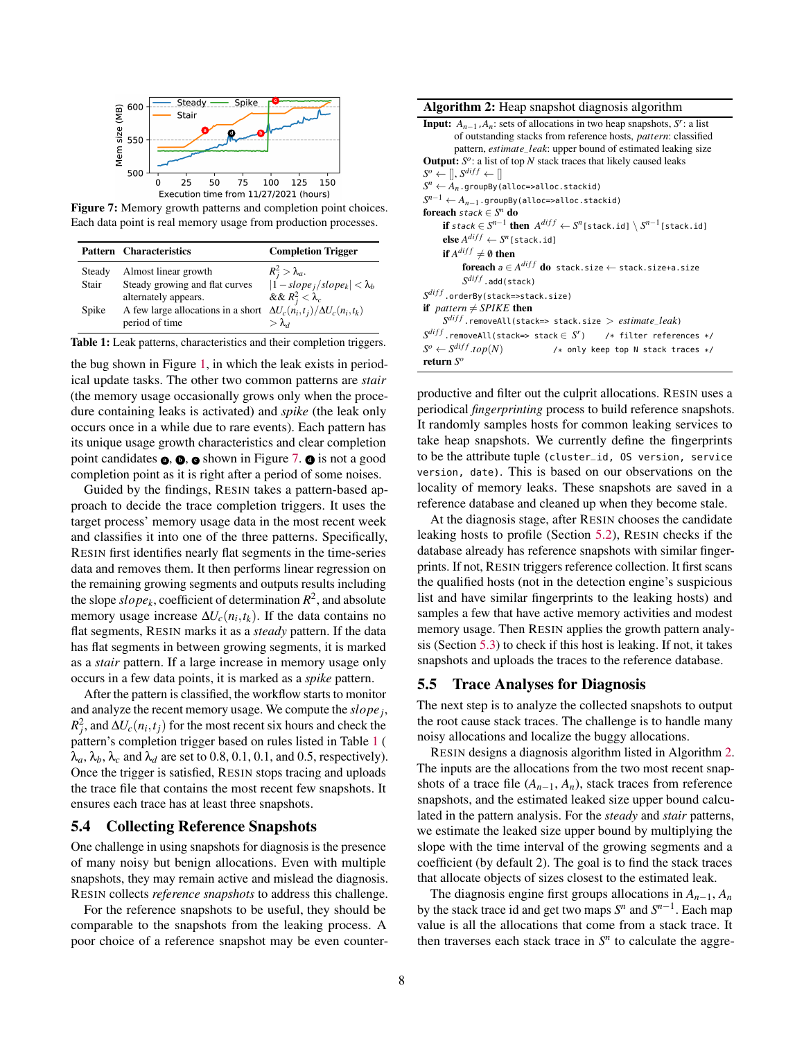Figure 7: Memory growth patterns and completion point choices. Each data point is real memory usage from production processes.

| Pattern | Characteristics | Completion Trigger |
|---|---|---|
| Steady | Almost linear growth | $R_j^2 > \lambda_a$. |
| Stair | Steady growing and flat curves alternately appears. | $\lvert 1 - slope_j/slope_k \rvert < \lambda_b$ && $R_j^2 < \lambda_c$ |
| Spike | A few large allocations in a short period of time | $\Delta U_c(n_i,t_j)/\Delta U_c(n_i,t_k) > \lambda_d$ |

Table 1: Leak patterns, characteristics and their completion triggers.

the bug shown in Figure 1, in which the leak exists in periodical update tasks. The other two common patterns are *stair* (the memory usage occasionally grows only when the procedure containing leaks is activated) and *spike* (the leak only occurs once in a while due to rare events). Each pattern has its unique usage growth characteristics and clear completion point candidates ⓐ, ⓑ, ⓒ shown in Figure 7. ⓓ is not a good completion point as it is right after a period of some noises.

Guided by the findings, RESIN takes a pattern-based approach to decide the trace completion triggers. It uses the target process' memory usage data in the most recent week and classifies it into one of the three patterns. Specifically, RESIN first identifies nearly flat segments in the time-series data and removes them. It then performs linear regression on the remaining growing segments and outputs results including the slope $slope_k$, coefficient of determination $R^2$, and absolute memory usage increase $\Delta U_c(n_i,t_k)$. If the data contains no flat segments, RESIN marks it as a *steady* pattern. If the data has flat segments in between growing segments, it is marked as a *stair* pattern. If a large increase in memory usage only occurs in a few data points, it is marked as a *spike* pattern.

After the pattern is classified, the workflow starts to monitor and analyze the recent memory usage. We compute the $slope_j$, $R_j^2$, and $\Delta U_c(n_i,t_j)$ for the most recent six hours and check the pattern's completion trigger based on rules listed in Table 1 ( $\lambda_a$, $\lambda_b$, $\lambda_c$ and $\lambda_d$ are set to 0.8, 0.1, 0.1, and 0.5, respectively). Once the trigger is satisfied, RESIN stops tracing and uploads the trace file that contains the most recent few snapshots. It ensures each trace has at least three snapshots.

## 5.4 Collecting Reference Snapshots

One challenge in using snapshots for diagnosis is the presence of many noisy but benign allocations. Even with multiple snapshots, they may remain active and mislead the diagnosis. RESIN collects *reference snapshots* to address this challenge.

For the reference snapshots to be useful, they should be comparable to the snapshots from the leaking process. A poor choice of a reference snapshot may be even counterproductive and filter out the culprit allocations. RESIN uses a periodical *fingerprinting* process to build reference snapshots. It randomly samples hosts for common leaking services to take heap snapshots. We currently define the fingerprints to be the attribute tuple `(cluster_id, OS version, service version, date)`. This is based on our observations on the locality of memory leaks. These snapshots are saved in a reference database and cleaned up when they become stale.

At the diagnosis stage, after RESIN chooses the candidate leaking hosts to profile (Section 5.2), RESIN checks if the database already has reference snapshots with similar fingerprints. If not, RESIN triggers reference collection. It first scans the qualified hosts (not in the detection engine's suspicious list and have similar fingerprints to the leaking hosts) and samples a few that have active memory activities and modest memory usage. Then RESIN applies the growth pattern analysis (Section 5.3) to check if this host is leaking. If not, it takes snapshots and uploads the traces to the reference database.

**Algorithm 2:** Heap snapshot diagnosis algorithm

**Input:** $A_{n-1}, A_n$: sets of allocations in two heap snapshots, $S^r$: a list of outstanding stacks from reference hosts, *pattern*: classified pattern, *estimate_leak*: upper bound of estimated leaking size
**Output:** $S^o$: a list of top $N$ stack traces that likely caused leaks

```
S^o ← [], S^diff ← []
S^n ← A_n.groupBy(alloc=>alloc.stackid)
S^{n-1} ← A_{n-1}.groupBy(alloc=>alloc.stackid)
foreach stack ∈ S^n do
    if stack ∈ S^{n-1} then A^diff ← S^n[stack.id] \ S^{n-1}[stack.id]
    else A^diff ← S^n[stack.id]
    if A^diff ≠ ∅ then
        foreach a ∈ A^diff do stack.size ← stack.size+a.size
        S^diff.add(stack)
S^diff.orderBy(stack=>stack.size)
if pattern ≠ SPIKE then
    S^diff.removeAll(stack=> stack.size > estimate_leak)
S^diff.removeAll(stack=> stack ∈ S^r)    /* filter references */
S^o ← S^diff.top(N)                      /* only keep top N stack traces */
return S^o
```

## 5.5 Trace Analyses for Diagnosis

The next step is to analyze the collected snapshots to output the root cause stack traces. The challenge is to handle many noisy allocations and localize the buggy allocations.

RESIN designs a diagnosis algorithm listed in Algorithm 2. The inputs are the allocations from the two most recent snapshots of a trace file ($A_{n-1}, A_n$), stack traces from reference snapshots, and the estimated leaked size upper bound calculated in the pattern analysis. For the *steady* and *stair* patterns, we estimate the leaked size upper bound by multiplying the slope with the time interval of the growing segments and a coefficient (by default 2). The goal is to find the stack traces that allocate objects of sizes closest to the estimated leak.

The diagnosis engine first groups allocations in $A_{n-1}, A_n$ by the stack trace id and get two maps $S^n$ and $S^{n-1}$. Each map value is all the allocations that come from a stack trace. It then traverses each stack trace in $S^n$ to calculate the aggre-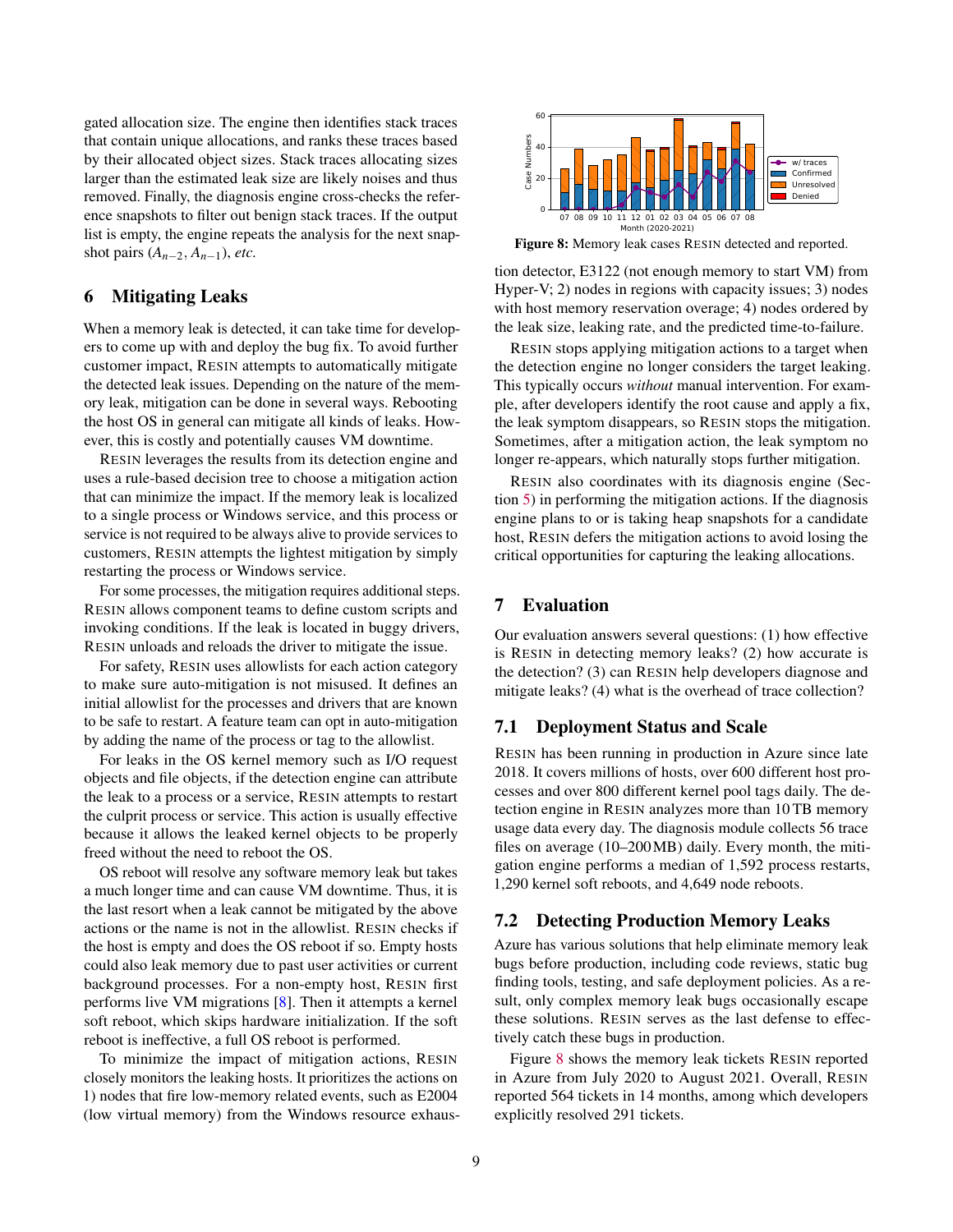gated allocation size. The engine then identifies stack traces that contain unique allocations, and ranks these traces based by their allocated object sizes. Stack traces allocating sizes larger than the estimated leak size are likely noises and thus removed. Finally, the diagnosis engine cross-checks the reference snapshots to filter out benign stack traces. If the output list is empty, the engine repeats the analysis for the next snapshot pairs ($A_{n-2}, A_{n-1}$), *etc.*

## 6 Mitigating Leaks

When a memory leak is detected, it can take time for developers to come up with and deploy the bug fix. To avoid further customer impact, RESIN attempts to automatically mitigate the detected leak issues. Depending on the nature of the memory leak, mitigation can be done in several ways. Rebooting the host OS in general can mitigate all kinds of leaks. However, this is costly and potentially causes VM downtime.

RESIN leverages the results from its detection engine and uses a rule-based decision tree to choose a mitigation action that can minimize the impact. If the memory leak is localized to a single process or Windows service, and this process or service is not required to be always alive to provide services to customers, RESIN attempts the lightest mitigation by simply restarting the process or Windows service.

For some processes, the mitigation requires additional steps. RESIN allows component teams to define custom scripts and invoking conditions. If the leak is located in buggy drivers, RESIN unloads and reloads the driver to mitigate the issue.

For safety, RESIN uses allowlists for each action category to make sure auto-mitigation is not misused. It defines an initial allowlist for the processes and drivers that are known to be safe to restart. A feature team can opt in auto-mitigation by adding the name of the process or tag to the allowlist.

For leaks in the OS kernel memory such as I/O request objects and file objects, if the detection engine can attribute the leak to a process or a service, RESIN attempts to restart the culprit process or service. This action is usually effective because it allows the leaked kernel objects to be properly freed without the need to reboot the OS.

OS reboot will resolve any software memory leak but takes a much longer time and can cause VM downtime. Thus, it is the last resort when a leak cannot be mitigated by the above actions or the name is not in the allowlist. RESIN checks if the host is empty and does the OS reboot if so. Empty hosts could also leak memory due to past user activities or current background processes. For a non-empty host, RESIN first performs live VM migrations [8]. Then it attempts a kernel soft reboot, which skips hardware initialization. If the soft reboot is ineffective, a full OS reboot is performed.

To minimize the impact of mitigation actions, RESIN closely monitors the leaking hosts. It prioritizes the actions on 1) nodes that fire low-memory related events, such as E2004 (low virtual memory) from the Windows resource exhaustion detector, E3122 (not enough memory to start VM) from Hyper-V; 2) nodes in regions with capacity issues; 3) nodes with host memory reservation overage; 4) nodes ordered by the leak size, leaking rate, and the predicted time-to-failure.

RESIN stops applying mitigation actions to a target when the detection engine no longer considers the target leaking. This typically occurs *without* manual intervention. For example, after developers identify the root cause and apply a fix, the leak symptom disappears, so RESIN stops the mitigation. Sometimes, after a mitigation action, the leak symptom no longer re-appears, which naturally stops further mitigation.

RESIN also coordinates with its diagnosis engine (Section 5) in performing the mitigation actions. If the diagnosis engine plans to or is taking heap snapshots for a candidate host, RESIN defers the mitigation actions to avoid losing the critical opportunities for capturing the leaking allocations.

## 7 Evaluation

Our evaluation answers several questions: (1) how effective is RESIN in detecting memory leaks? (2) how accurate is the detection? (3) can RESIN help developers diagnose and mitigate leaks? (4) what is the overhead of trace collection?

### 7.1 Deployment Status and Scale

RESIN has been running in production in Azure since late 2018. It covers millions of hosts, over 600 different host processes and over 800 different kernel pool tags daily. The detection engine in RESIN analyzes more than 10 TB memory usage data every day. The diagnosis module collects 56 trace files on average (10–200 MB) daily. Every month, the mitigation engine performs a median of 1,592 process restarts, 1,290 kernel soft reboots, and 4,649 node reboots.

### 7.2 Detecting Production Memory Leaks

Azure has various solutions that help eliminate memory leak bugs before production, including code reviews, static bug finding tools, testing, and safe deployment policies. As a result, only complex memory leak bugs occasionally escape these solutions. RESIN serves as the last defense to effectively catch these bugs in production.

Figure 8 shows the memory leak tickets RESIN reported in Azure from July 2020 to August 2021. Overall, RESIN reported 564 tickets in 14 months, among which developers explicitly resolved 291 tickets.

**Figure 8:** Memory leak cases RESIN detected and reported.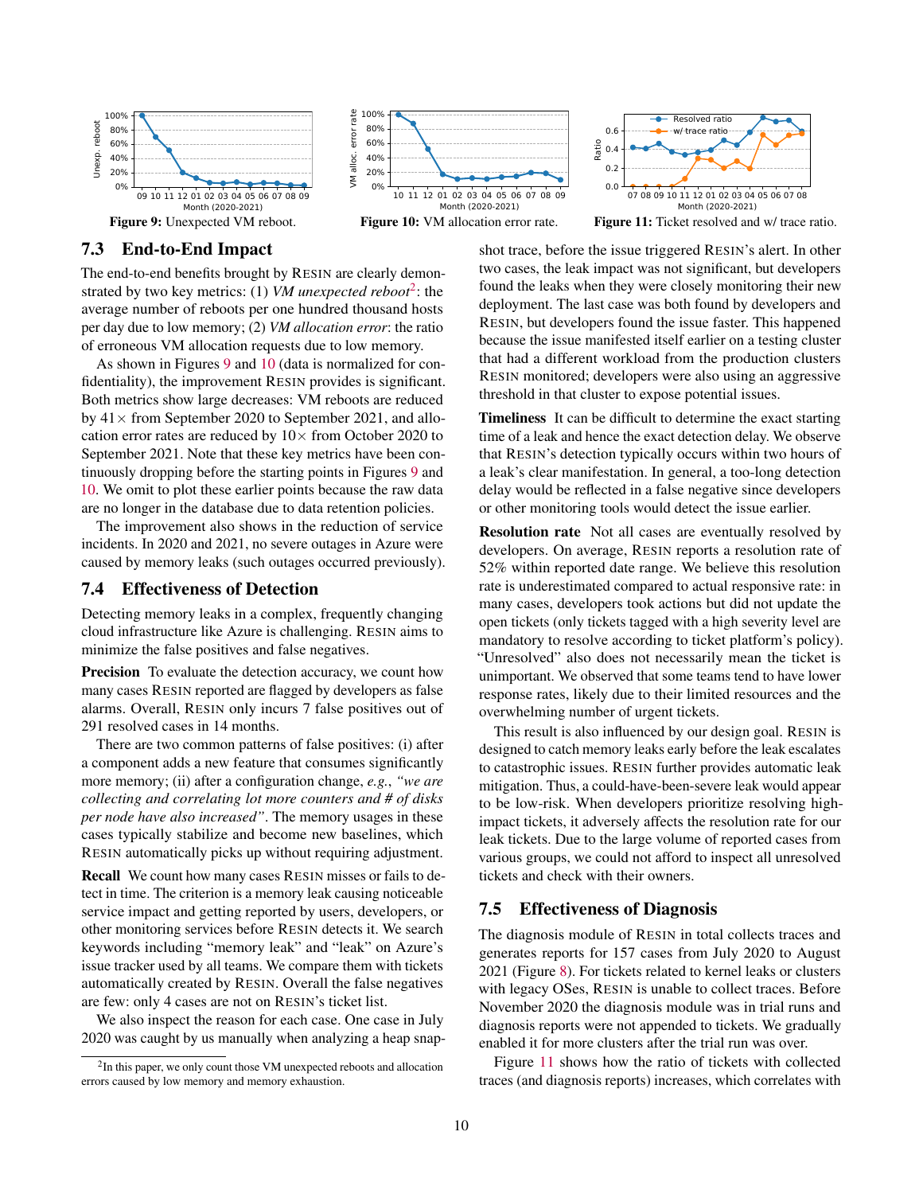Figure 9: Unexpected VM reboot.

Figure 10: VM allocation error rate.

Figure 11: Ticket resolved and w/ trace ratio.

### 7.3 End-to-End Impact

The end-to-end benefits brought by RESIN are clearly demonstrated by two key metrics: (1) *VM unexpected reboot*[2]: the average number of reboots per one hundred thousand hosts per day due to low memory; (2) *VM allocation error*: the ratio of erroneous VM allocation requests due to low memory.

As shown in Figures 9 and 10 (data is normalized for confidentiality), the improvement RESIN provides is significant. Both metrics show large decreases: VM reboots are reduced by 41× from September 2020 to September 2021, and allocation error rates are reduced by 10× from October 2020 to September 2021. Note that these key metrics have been continuously dropping before the starting points in Figures 9 and 10. We omit to plot these earlier points because the raw data are no longer in the database due to data retention policies.

The improvement also shows in the reduction of service incidents. In 2020 and 2021, no severe outages in Azure were caused by memory leaks (such outages occurred previously).

### 7.4 Effectiveness of Detection

Detecting memory leaks in a complex, frequently changing cloud infrastructure like Azure is challenging. RESIN aims to minimize the false positives and false negatives.

**Precision** To evaluate the detection accuracy, we count how many cases RESIN reported are flagged by developers as false alarms. Overall, RESIN only incurs 7 false positives out of 291 resolved cases in 14 months.

There are two common patterns of false positives: (i) after a component adds a new feature that consumes significantly more memory; (ii) after a configuration change, *e.g.*, *"we are collecting and correlating lot more counters and # of disks per node have also increased"*. The memory usages in these cases typically stabilize and become new baselines, which RESIN automatically picks up without requiring adjustment.

**Recall** We count how many cases RESIN misses or fails to detect in time. The criterion is a memory leak causing noticeable service impact and getting reported by users, developers, or other monitoring services before RESIN detects it. We search keywords including "memory leak" and "leak" on Azure's issue tracker used by all teams. We compare them with tickets automatically created by RESIN. Overall the false negatives are few: only 4 cases are not on RESIN's ticket list.

We also inspect the reason for each case. One case in July 2020 was caught by us manually when analyzing a heap snapshot trace, before the issue triggered RESIN's alert. In other two cases, the leak impact was not significant, but developers found the leaks when they were closely monitoring their new deployment. The last case was both found by developers and RESIN, but developers found the issue faster. This happened because the issue manifested itself earlier on a testing cluster that had a different workload from the production clusters RESIN monitored; developers were also using an aggressive threshold in that cluster to expose potential issues.

**Timeliness** It can be difficult to determine the exact starting time of a leak and hence the exact detection delay. We observe that RESIN's detection typically occurs within two hours of a leak's clear manifestation. In general, a too-long detection delay would be reflected in a false negative since developers or other monitoring tools would detect the issue earlier.

**Resolution rate** Not all cases are eventually resolved by developers. On average, RESIN reports a resolution rate of 52% within reported date range. We believe this resolution rate is underestimated compared to actual responsive rate: in many cases, developers took actions but did not update the open tickets (only tickets tagged with a high severity level are mandatory to resolve according to ticket platform's policy). "Unresolved" also does not necessarily mean the ticket is unimportant. We observed that some teams tend to have lower response rates, likely due to their limited resources and the overwhelming number of urgent tickets.

This result is also influenced by our design goal. RESIN is designed to catch memory leaks early before the leak escalates to catastrophic issues. RESIN further provides automatic leak mitigation. Thus, a could-have-been-severe leak would appear to be low-risk. When developers prioritize resolving high-impact tickets, it adversely affects the resolution rate for our leak tickets. Due to the large volume of reported cases from various groups, we could not afford to inspect all unresolved tickets and check with their owners.

### 7.5 Effectiveness of Diagnosis

The diagnosis module of RESIN in total collects traces and generates reports for 157 cases from July 2020 to August 2021 (Figure 8). For tickets related to kernel leaks or clusters with legacy OSes, RESIN is unable to collect traces. Before November 2020 the diagnosis module was in trial runs and diagnosis reports were not appended to tickets. We gradually enabled it for more clusters after the trial run was over.

Figure 11 shows how the ratio of tickets with collected traces (and diagnosis reports) increases, which correlates with

[2] In this paper, we only count those VM unexpected reboots and allocation errors caused by low memory and memory exhaustion.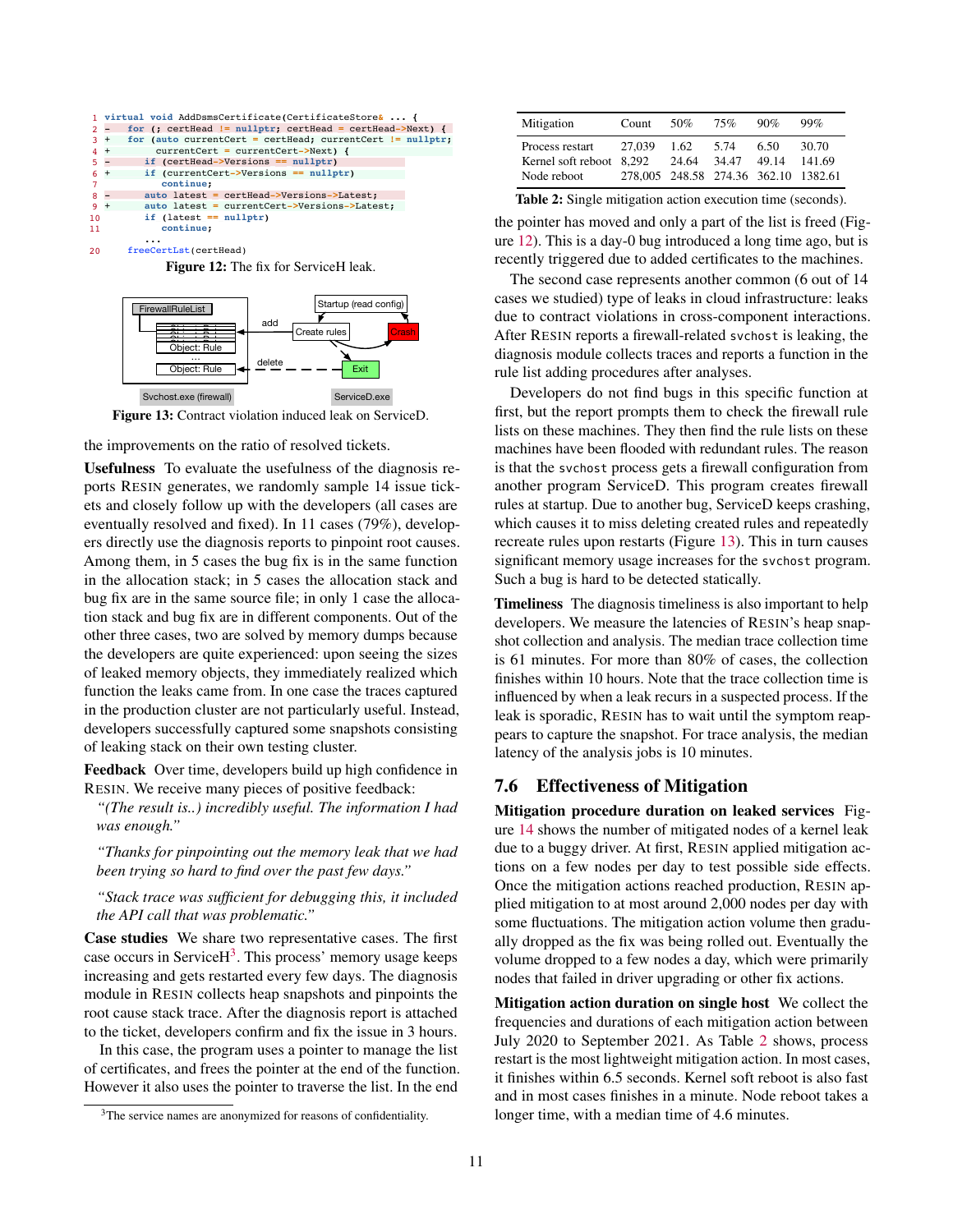```
1  virtual void AddDsmsCertificate(CertificateStore& ... {
2  -   for (; certHead != nullptr; certHead = certHead->Next) {
3  +   for (auto currentCert = certHead; currentCert != nullptr;
4  +         currentCert = currentCert->Next) {
5  -       if (certHead->Versions == nullptr)
6  +       if (currentCert->Versions == nullptr)
7              continue;
8  -       auto latest = certHead->Versions->Latest;
9  +       auto latest = currentCert->Versions->Latest;
10         if (latest == nullptr)
11             continue;
           ...
20     freeCertLst(certHead)
```

**Figure 12:** The fix for ServiceH leak.

**Figure 13:** Contract violation induced leak on ServiceD.

the improvements on the ratio of resolved tickets.

**Usefulness** To evaluate the usefulness of the diagnosis reports RESIN generates, we randomly sample 14 issue tickets and closely follow up with the developers (all cases are eventually resolved and fixed). In 11 cases (79%), developers directly use the diagnosis reports to pinpoint root causes. Among them, in 5 cases the bug fix is in the same function in the allocation stack; in 5 cases the allocation stack and bug fix are in the same source file; in only 1 case the allocation stack and bug fix are in different components. Out of the other three cases, two are solved by memory dumps because the developers are quite experienced: upon seeing the sizes of leaked memory objects, they immediately realized which function the leaks came from. In one case the traces captured in the production cluster are not particularly useful. Instead, developers successfully captured some snapshots consisting of leaking stack on their own testing cluster.

**Feedback** Over time, developers build up high confidence in RESIN. We receive many pieces of positive feedback:

*"(The result is..) incredibly useful. The information I had was enough."*

*"Thanks for pinpointing out the memory leak that we had been trying so hard to find over the past few days."*

*"Stack trace was sufficient for debugging this, it included the API call that was problematic."*

**Case studies** We share two representative cases. The first case occurs in ServiceH[3]. This process' memory usage keeps increasing and gets restarted every few days. The diagnosis module in RESIN collects heap snapshots and pinpoints the root cause stack trace. After the diagnosis report is attached to the ticket, developers confirm and fix the issue in 3 hours.

In this case, the program uses a pointer to manage the list of certificates, and frees the pointer at the end of the function. However it also uses the pointer to traverse the list. In the end the pointer has moved and only a part of the list is freed (Figure 12). This is a day-0 bug introduced a long time ago, but is recently triggered due to added certificates to the machines.

The second case represents another common (6 out of 14 cases we studied) type of leaks in cloud infrastructure: leaks due to contract violations in cross-component interactions. After RESIN reports a firewall-related `svchost` is leaking, the diagnosis module collects traces and reports a function in the rule list adding procedures after analyses.

Developers do not find bugs in this specific function at first, but the report prompts them to check the firewall rule lists on these machines. They then find the rule lists on these machines have been flooded with redundant rules. The reason is that the `svchost` process gets a firewall configuration from another program ServiceD. This program creates firewall rules at startup. Due to another bug, ServiceD keeps crashing, which causes it to miss deleting created rules and repeatedly recreate rules upon restarts (Figure 13). This in turn causes significant memory usage increases for the `svchost` program. Such a bug is hard to be detected statically.

**Timeliness** The diagnosis timeliness is also important to help developers. We measure the latencies of RESIN's heap snapshot collection and analysis. The median trace collection time is 61 minutes. For more than 80% of cases, the collection finishes within 10 hours. Note that the trace collection time is influenced by when a leak recurs in a suspected process. If the leak is sporadic, RESIN has to wait until the symptom reappears to capture the snapshot. For trace analysis, the median latency of the analysis jobs is 10 minutes.

## 7.6 Effectiveness of Mitigation

**Mitigation procedure duration on leaked services** Figure 14 shows the number of mitigated nodes of a kernel leak due to a buggy driver. At first, RESIN applied mitigation actions on a few nodes per day to test possible side effects. Once the mitigation actions reached production, RESIN applied mitigation to at most around 2,000 nodes per day with some fluctuations. The mitigation action volume then gradually dropped as the fix was being rolled out. Eventually the volume dropped to a few nodes a day, which were primarily nodes that failed in driver upgrading or other fix actions.

**Mitigation action duration on single host** We collect the frequencies and durations of each mitigation action between July 2020 to September 2021. As Table 2 shows, process restart is the most lightweight mitigation action. In most cases, it finishes within 6.5 seconds. Kernel soft reboot is also fast and in most cases finishes in a minute. Node reboot takes a longer time, with a median time of 4.6 minutes.

| Mitigation | Count | 50% | 75% | 90% | 99% |
|---|---|---|---|---|---|
| Process restart | 27,039 | 1.62 | 5.74 | 6.50 | 30.70 |
| Kernel soft reboot | 8,292 | 24.64 | 34.47 | 49.14 | 141.69 |
| Node reboot | 278,005 | 248.58 | 274.36 | 362.10 | 1382.61 |

**Table 2:** Single mitigation action execution time (seconds).

[3] The service names are anonymized for reasons of confidentiality.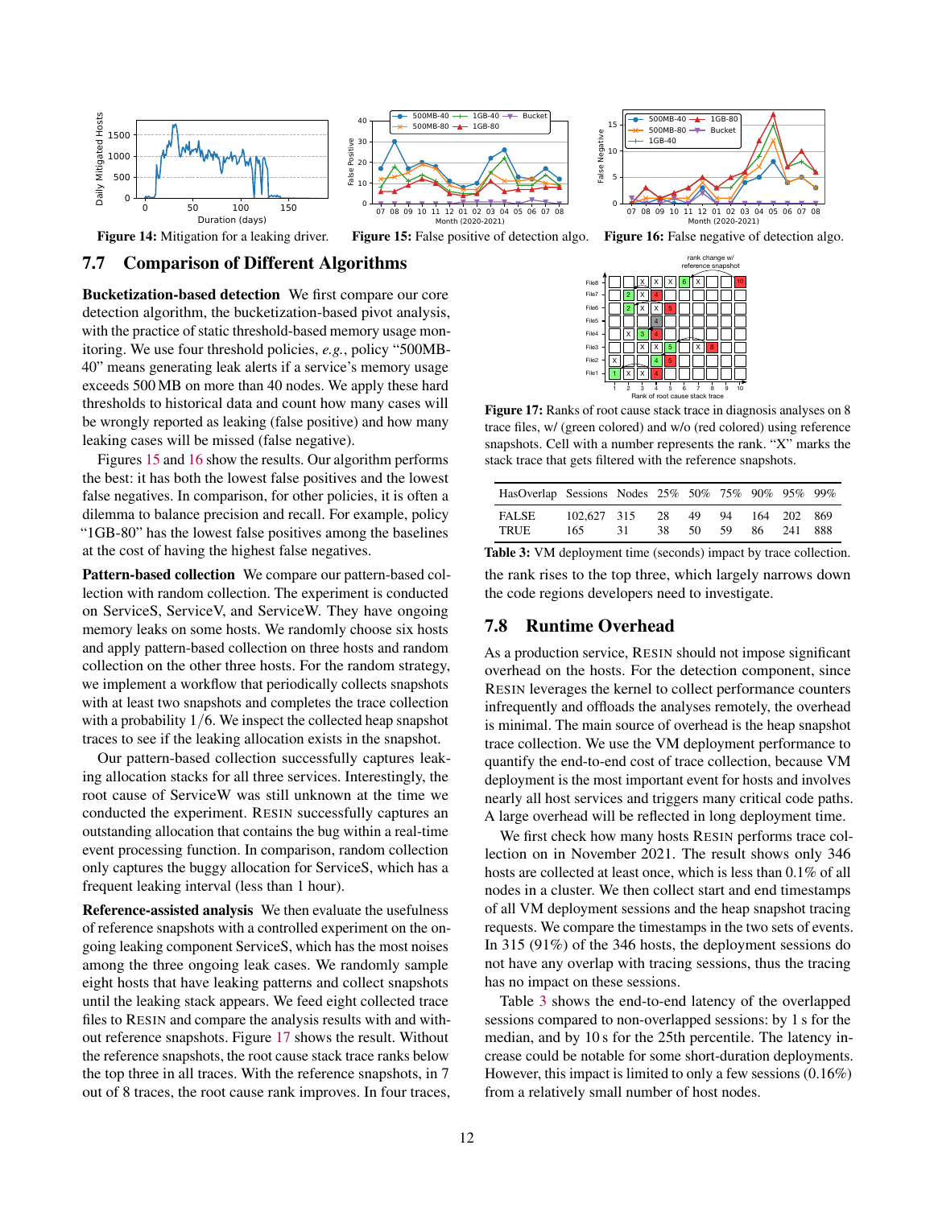Figure 14: Mitigation for a leaking driver.

Figure 15: False positive of detection algo.

Figure 16: False negative of detection algo.

## 7.7 Comparison of Different Algorithms

**Bucketization-based detection** We first compare our core detection algorithm, the bucketization-based pivot analysis, with the practice of static threshold-based memory usage monitoring. We use four threshold policies, *e.g.*, policy "500MB-40" means generating leak alerts if a service's memory usage exceeds 500 MB on more than 40 nodes. We apply these hard thresholds to historical data and count how many cases will be wrongly reported as leaking (false positive) and how many leaking cases will be missed (false negative).

Figures 15 and 16 show the results. Our algorithm performs the best: it has both the lowest false positives and the lowest false negatives. In comparison, for other policies, it is often a dilemma to balance precision and recall. For example, policy "1GB-80" has the lowest false positives among the baselines at the cost of having the highest false negatives.

**Pattern-based collection** We compare our pattern-based collection with random collection. The experiment is conducted on ServiceS, ServiceV, and ServiceW. They have ongoing memory leaks on some hosts. We randomly choose six hosts and apply pattern-based collection on three hosts and random collection on the other three hosts. For the random strategy, we implement a workflow that periodically collects snapshots with at least two snapshots and completes the trace collection with a probability $1/6$. We inspect the collected heap snapshot traces to see if the leaking allocation exists in the snapshot.

Our pattern-based collection successfully captures leaking allocation stacks for all three services. Interestingly, the root cause of ServiceW was still unknown at the time we conducted the experiment. RESIN successfully captures an outstanding allocation that contains the bug within a real-time event processing function. In comparison, random collection only captures the buggy allocation for ServiceS, which has a frequent leaking interval (less than 1 hour).

**Reference-assisted analysis** We then evaluate the usefulness of reference snapshots with a controlled experiment on the ongoing leaking component ServiceS, which has the most noises among the three ongoing leak cases. We randomly sample eight hosts that have leaking patterns and collect snapshots until the leaking stack appears. We feed eight collected trace files to RESIN and compare the analysis results with and without reference snapshots. Figure 17 shows the result. Without the reference snapshots, the root cause stack trace ranks below the top three in all traces. With the reference snapshots, in 7 out of 8 traces, the root cause rank improves. In four traces, the rank rises to the top three, which largely narrows down the code regions developers need to investigate.

Figure 17: Ranks of root cause stack trace in diagnosis analyses on 8 trace files, w/ (green colored) and w/o (red colored) using reference snapshots. Cell with a number represents the rank. "X" marks the stack trace that gets filtered with the reference snapshots.

| HasOverlap | Sessions | Nodes | 25% | 50% | 75% | 90% | 95% | 99% |
|---|---|---|---|---|---|---|---|---|
| FALSE | 102,627 | 315 | 28 | 49 | 94 | 164 | 202 | 869 |
| TRUE | 165 | 31 | 38 | 50 | 59 | 86 | 241 | 888 |

Table 3: VM deployment time (seconds) impact by trace collection.

## 7.8 Runtime Overhead

As a production service, RESIN should not impose significant overhead on the hosts. For the detection component, since RESIN leverages the kernel to collect performance counters infrequently and offloads the analyses remotely, the overhead is minimal. The main source of overhead is the heap snapshot trace collection. We use the VM deployment performance to quantify the end-to-end cost of trace collection, because VM deployment is the most important event for hosts and involves nearly all host services and triggers many critical code paths. A large overhead will be reflected in long deployment time.

We first check how many hosts RESIN performs trace collection on in November 2021. The result shows only 346 hosts are collected at least once, which is less than 0.1% of all nodes in a cluster. We then collect start and end timestamps of all VM deployment sessions and the heap snapshot tracing requests. We compare the timestamps in the two sets of events. In 315 (91%) of the 346 hosts, the deployment sessions do not have any overlap with tracing sessions, thus the tracing has no impact on these sessions.

Table 3 shows the end-to-end latency of the overlapped sessions compared to non-overlapped sessions: by 1 s for the median, and by 10 s for the 25th percentile. The latency increase could be notable for some short-duration deployments. However, this impact is limited to only a few sessions (0.16%) from a relatively small number of host nodes.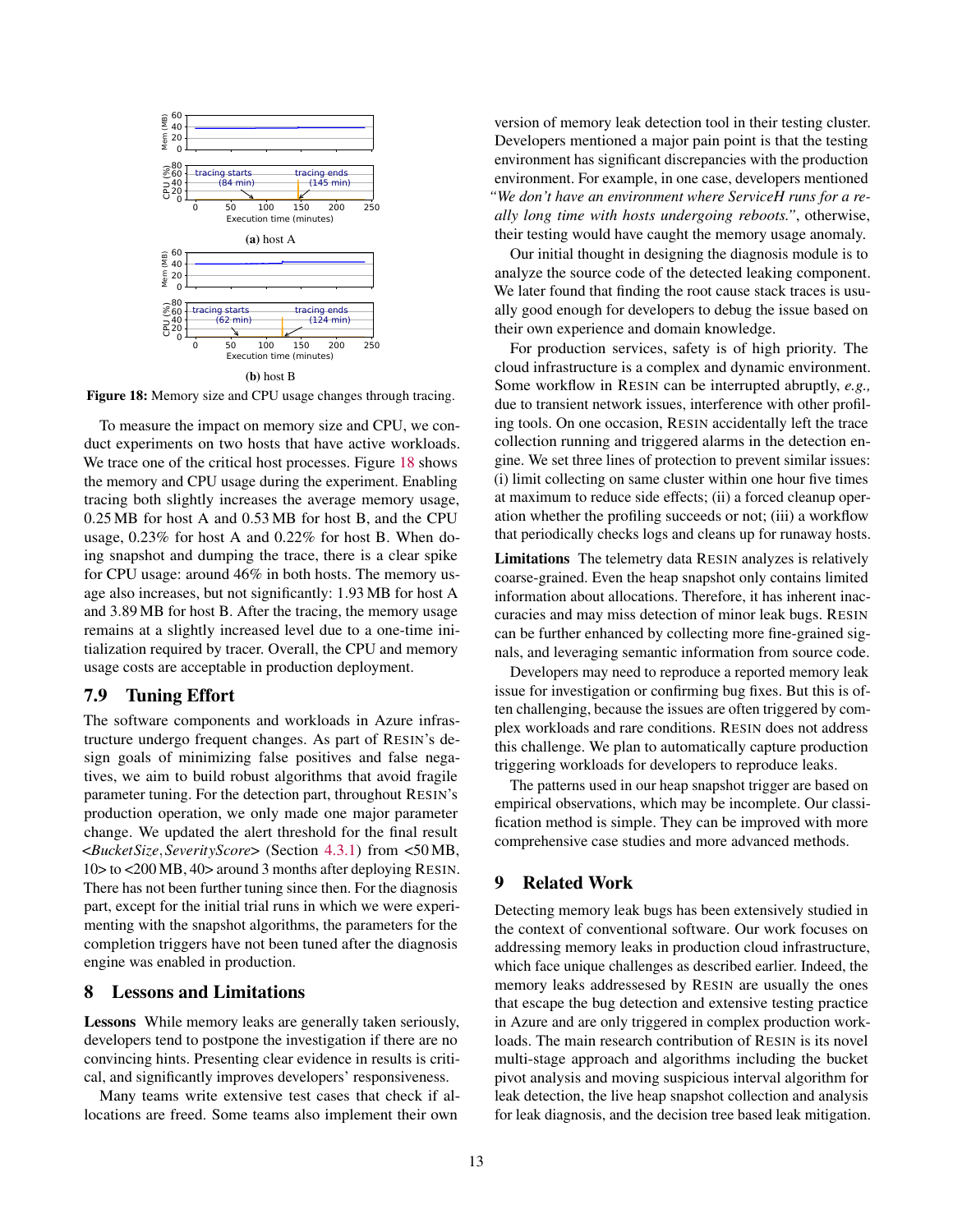**(a)** host A

**(b)** host B

**Figure 18:** Memory size and CPU usage changes through tracing.

To measure the impact on memory size and CPU, we conduct experiments on two hosts that have active workloads. We trace one of the critical host processes. Figure 18 shows the memory and CPU usage during the experiment. Enabling tracing both slightly increases the average memory usage, 0.25 MB for host A and 0.53 MB for host B, and the CPU usage, 0.23% for host A and 0.22% for host B. When doing snapshot and dumping the trace, there is a clear spike for CPU usage: around 46% in both hosts. The memory usage also increases, but not significantly: 1.93 MB for host A and 3.89 MB for host B. After the tracing, the memory usage remains at a slightly increased level due to a one-time initialization required by tracer. Overall, the CPU and memory usage costs are acceptable in production deployment.

## 7.9 Tuning Effort

The software components and workloads in Azure infrastructure undergo frequent changes. As part of RESIN's design goals of minimizing false positives and false negatives, we aim to build robust algorithms that avoid fragile parameter tuning. For the detection part, throughout RESIN's production operation, we only made one major parameter change. We updated the alert threshold for the final result <*BucketSize*, *SeverityScore*> (Section 4.3.1) from <50 MB, 10> to <200 MB, 40> around 3 months after deploying RESIN. There has not been further tuning since then. For the diagnosis part, except for the initial trial runs in which we were experimenting with the snapshot algorithms, the parameters for the completion triggers have not been tuned after the diagnosis engine was enabled in production.

# 8 Lessons and Limitations

**Lessons** While memory leaks are generally taken seriously, developers tend to postpone the investigation if there are no convincing hints. Presenting clear evidence in results is critical, and significantly improves developers' responsiveness.

Many teams write extensive test cases that check if allocations are freed. Some teams also implement their own version of memory leak detection tool in their testing cluster. Developers mentioned a major pain point is that the testing environment has significant discrepancies with the production environment. For example, in one case, developers mentioned *"We don't have an environment where ServiceH runs for a really long time with hosts undergoing reboots."*, otherwise, their testing would have caught the memory usage anomaly.

Our initial thought in designing the diagnosis module is to analyze the source code of the detected leaking component. We later found that finding the root cause stack traces is usually good enough for developers to debug the issue based on their own experience and domain knowledge.

For production services, safety is of high priority. The cloud infrastructure is a complex and dynamic environment. Some workflow in RESIN can be interrupted abruptly, *e.g.,* due to transient network issues, interference with other profiling tools. On one occasion, RESIN accidentally left the trace collection running and triggered alarms in the detection engine. We set three lines of protection to prevent similar issues: (i) limit collecting on same cluster within one hour five times at maximum to reduce side effects; (ii) a forced cleanup operation whether the profiling succeeds or not; (iii) a workflow that periodically checks logs and cleans up for runaway hosts.

**Limitations** The telemetry data RESIN analyzes is relatively coarse-grained. Even the heap snapshot only contains limited information about allocations. Therefore, it has inherent inaccuracies and may miss detection of minor leak bugs. RESIN can be further enhanced by collecting more fine-grained signals, and leveraging semantic information from source code.

Developers may need to reproduce a reported memory leak issue for investigation or confirming bug fixes. But this is often challenging, because the issues are often triggered by complex workloads and rare conditions. RESIN does not address this challenge. We plan to automatically capture production triggering workloads for developers to reproduce leaks.

The patterns used in our heap snapshot trigger are based on empirical observations, which may be incomplete. Our classification method is simple. They can be improved with more comprehensive case studies and more advanced methods.

# 9 Related Work

Detecting memory leak bugs has been extensively studied in the context of conventional software. Our work focuses on addressing memory leaks in production cloud infrastructure, which face unique challenges as described earlier. Indeed, the memory leaks addressesed by RESIN are usually the ones that escape the bug detection and extensive testing practice in Azure and are only triggered in complex production workloads. The main research contribution of RESIN is its novel multi-stage approach and algorithms including the bucket pivot analysis and moving suspicious interval algorithm for leak detection, the live heap snapshot collection and analysis for leak diagnosis, and the decision tree based leak mitigation.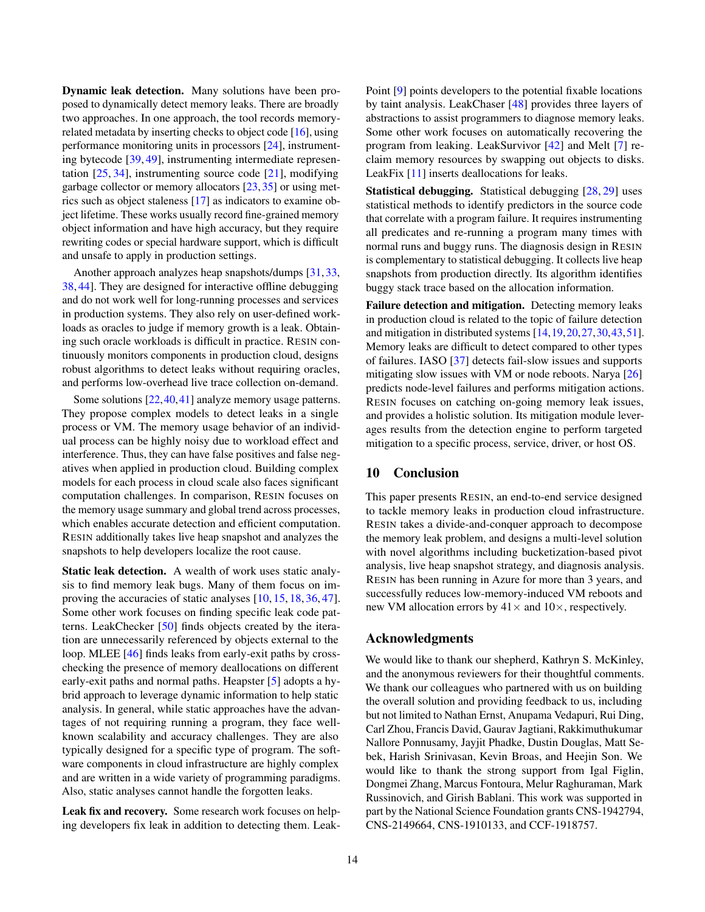**Dynamic leak detection.** Many solutions have been proposed to dynamically detect memory leaks. There are broadly two approaches. In one approach, the tool records memory-related metadata by inserting checks to object code [16], using performance monitoring units in processors [24], instrumenting bytecode [39, 49], instrumenting intermediate representation [25, 34], instrumenting source code [21], modifying garbage collector or memory allocators [23, 35] or using metrics such as object staleness [17] as indicators to examine object lifetime. These works usually record fine-grained memory object information and have high accuracy, but they require rewriting codes or special hardware support, which is difficult and unsafe to apply in production settings.

Another approach analyzes heap snapshots/dumps [31, 33, 38, 44]. They are designed for interactive offline debugging and do not work well for long-running processes and services in production systems. They also rely on user-defined workloads as oracles to judge if memory growth is a leak. Obtaining such oracle workloads is difficult in practice. RESIN continuously monitors components in production cloud, designs robust algorithms to detect leaks without requiring oracles, and performs low-overhead live trace collection on-demand.

Some solutions [22, 40, 41] analyze memory usage patterns. They propose complex models to detect leaks in a single process or VM. The memory usage behavior of an individual process can be highly noisy due to workload effect and interference. Thus, they can have false positives and false negatives when applied in production cloud. Building complex models for each process in cloud scale also faces significant computation challenges. In comparison, RESIN focuses on the memory usage summary and global trend across processes, which enables accurate detection and efficient computation. RESIN additionally takes live heap snapshot and analyzes the snapshots to help developers localize the root cause.

**Static leak detection.** A wealth of work uses static analysis to find memory leak bugs. Many of them focus on improving the accuracies of static analyses [10, 15, 18, 36, 47]. Some other work focuses on finding specific leak code patterns. LeakChecker [50] finds objects created by the iteration are unnecessarily referenced by objects external to the loop. MLEE [46] finds leaks from early-exit paths by cross-checking the presence of memory deallocations on different early-exit paths and normal paths. Heapster [5] adopts a hybrid approach to leverage dynamic information to help static analysis. In general, while static approaches have the advantages of not requiring running a program, they face well-known scalability and accuracy challenges. They are also typically designed for a specific type of program. The software components in cloud infrastructure are highly complex and are written in a wide variety of programming paradigms. Also, static analyses cannot handle the forgotten leaks.

**Leak fix and recovery.** Some research work focuses on helping developers fix leak in addition to detecting them. LeakPoint [9] points developers to the potential fixable locations by taint analysis. LeakChaser [48] provides three layers of abstractions to assist programmers to diagnose memory leaks. Some other work focuses on automatically recovering the program from leaking. LeakSurvivor [42] and Melt [7] reclaim memory resources by swapping out objects to disks. LeakFix [11] inserts deallocations for leaks.

**Statistical debugging.** Statistical debugging [28, 29] uses statistical methods to identify predictors in the source code that correlate with a program failure. It requires instrumenting all predicates and re-running a program many times with normal runs and buggy runs. The diagnosis design in RESIN is complementary to statistical debugging. It collects live heap snapshots from production directly. Its algorithm identifies buggy stack trace based on the allocation information.

**Failure detection and mitigation.** Detecting memory leaks in production cloud is related to the topic of failure detection and mitigation in distributed systems [14, 19, 20, 27, 30, 43, 51]. Memory leaks are difficult to detect compared to other types of failures. IASO [37] detects fail-slow issues and supports mitigating slow issues with VM or node reboots. Narya [26] predicts node-level failures and performs mitigation actions. RESIN focuses on catching on-going memory leak issues, and provides a holistic solution. Its mitigation module leverages results from the detection engine to perform targeted mitigation to a specific process, service, driver, or host OS.

## 10 Conclusion

This paper presents RESIN, an end-to-end service designed to tackle memory leaks in production cloud infrastructure. RESIN takes a divide-and-conquer approach to decompose the memory leak problem, and designs a multi-level solution with novel algorithms including bucketization-based pivot analysis, live heap snapshot strategy, and diagnosis analysis. RESIN has been running in Azure for more than 3 years, and successfully reduces low-memory-induced VM reboots and new VM allocation errors by $41\times$ and $10\times$, respectively.

## Acknowledgments

We would like to thank our shepherd, Kathryn S. McKinley, and the anonymous reviewers for their thoughtful comments. We thank our colleagues who partnered with us on building the overall solution and providing feedback to us, including but not limited to Nathan Ernst, Anupama Vedapuri, Rui Ding, Carl Zhou, Francis David, Gaurav Jagtiani, Rakkimuthukumar Nallore Ponnusamy, Jayjit Phadke, Dustin Douglas, Matt Sebek, Harish Srinivasan, Kevin Broas, and Heejin Son. We would like to thank the strong support from Igal Figlin, Dongmei Zhang, Marcus Fontoura, Melur Raghuraman, Mark Russinovich, and Girish Bablani. This work was supported in part by the National Science Foundation grants CNS-1942794, CNS-2149664, CNS-1910133, and CCF-1918757.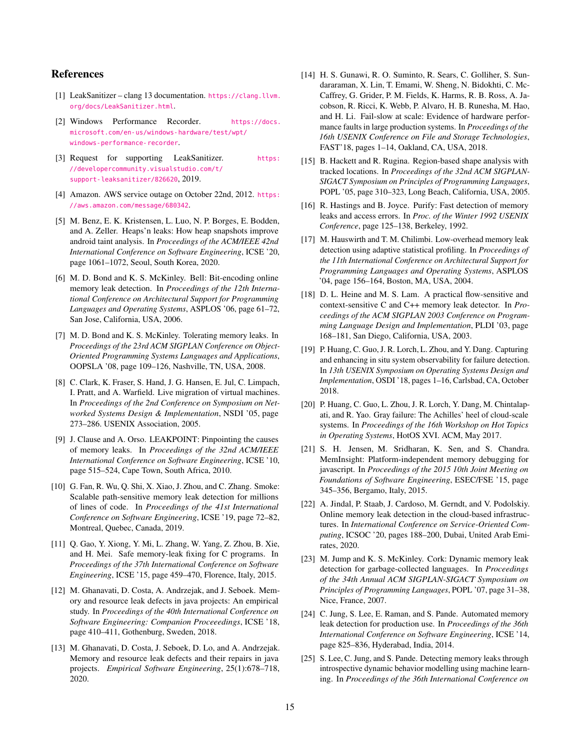## References

[1] LeakSanitizer – clang 13 documentation. https://clang.llvm.org/docs/LeakSanitizer.html.

[2] Windows Performance Recorder. https://docs.microsoft.com/en-us/windows-hardware/test/wpt/windows-performance-recorder.

[3] Request for supporting LeakSanitizer. https://developercommunity.visualstudio.com/t/support-leaksanitizer/826620, 2019.

[4] Amazon. AWS service outage on October 22nd, 2012. https://aws.amazon.com/message/680342.

[5] M. Benz, E. K. Kristensen, L. Luo, N. P. Borges, E. Bodden, and A. Zeller. Heaps'n leaks: How heap snapshots improve android taint analysis. In *Proceedings of the ACM/IEEE 42nd International Conference on Software Engineering*, ICSE '20, page 1061–1072, Seoul, South Korea, 2020.

[6] M. D. Bond and K. S. McKinley. Bell: Bit-encoding online memory leak detection. In *Proceedings of the 12th International Conference on Architectural Support for Programming Languages and Operating Systems*, ASPLOS '06, page 61–72, San Jose, California, USA, 2006.

[7] M. D. Bond and K. S. McKinley. Tolerating memory leaks. In *Proceedings of the 23rd ACM SIGPLAN Conference on Object-Oriented Programming Systems Languages and Applications*, OOPSLA '08, page 109–126, Nashville, TN, USA, 2008.

[8] C. Clark, K. Fraser, S. Hand, J. G. Hansen, E. Jul, C. Limpach, I. Pratt, and A. Warfield. Live migration of virtual machines. In *Proceedings of the 2nd Conference on Symposium on Networked Systems Design & Implementation*, NSDI '05, page 273–286. USENIX Association, 2005.

[9] J. Clause and A. Orso. LEAKPOINT: Pinpointing the causes of memory leaks. In *Proceedings of the 32nd ACM/IEEE International Conference on Software Engineering*, ICSE '10, page 515–524, Cape Town, South Africa, 2010.

[10] G. Fan, R. Wu, Q. Shi, X. Xiao, J. Zhou, and C. Zhang. Smoke: Scalable path-sensitive memory leak detection for millions of lines of code. In *Proceedings of the 41st International Conference on Software Engineering*, ICSE '19, page 72–82, Montreal, Quebec, Canada, 2019.

[11] Q. Gao, Y. Xiong, Y. Mi, L. Zhang, W. Yang, Z. Zhou, B. Xie, and H. Mei. Safe memory-leak fixing for C programs. In *Proceedings of the 37th International Conference on Software Engineering*, ICSE '15, page 459–470, Florence, Italy, 2015.

[12] M. Ghanavati, D. Costa, A. Andrzejak, and J. Seboek. Memory and resource leak defects in java projects: An empirical study. In *Proceedings of the 40th International Conference on Software Engineering: Companion Proceeedings*, ICSE '18, page 410–411, Gothenburg, Sweden, 2018.

[13] M. Ghanavati, D. Costa, J. Seboek, D. Lo, and A. Andrzejak. Memory and resource leak defects and their repairs in java projects. *Empirical Software Engineering*, 25(1):678–718, 2020.

[14] H. S. Gunawi, R. O. Suminto, R. Sears, C. Golliher, S. Sundararaman, X. Lin, T. Emami, W. Sheng, N. Bidokhti, C. McCaffrey, G. Grider, P. M. Fields, K. Harms, R. B. Ross, A. Jacobson, R. Ricci, K. Webb, P. Alvaro, H. B. Runesha, M. Hao, and H. Li. Fail-slow at scale: Evidence of hardware performance faults in large production systems. In *Proceedings of the 16th USENIX Conference on File and Storage Technologies*, FAST'18, pages 1–14, Oakland, CA, USA, 2018.

[15] B. Hackett and R. Rugina. Region-based shape analysis with tracked locations. In *Proceedings of the 32nd ACM SIGPLAN-SIGACT Symposium on Principles of Programming Languages*, POPL '05, page 310–323, Long Beach, California, USA, 2005.

[16] R. Hastings and B. Joyce. Purify: Fast detection of memory leaks and access errors. In *Proc. of the Winter 1992 USENIX Conference*, page 125–138, Berkeley, 1992.

[17] M. Hauswirth and T. M. Chilimbi. Low-overhead memory leak detection using adaptive statistical profiling. In *Proceedings of the 11th International Conference on Architectural Support for Programming Languages and Operating Systems*, ASPLOS '04, page 156–164, Boston, MA, USA, 2004.

[18] D. L. Heine and M. S. Lam. A practical flow-sensitive and context-sensitive C and C++ memory leak detector. In *Proceedings of the ACM SIGPLAN 2003 Conference on Programming Language Design and Implementation*, PLDI '03, page 168–181, San Diego, California, USA, 2003.

[19] P. Huang, C. Guo, J. R. Lorch, L. Zhou, and Y. Dang. Capturing and enhancing in situ system observability for failure detection. In *13th USENIX Symposium on Operating Systems Design and Implementation*, OSDI '18, pages 1–16, Carlsbad, CA, October 2018.

[20] P. Huang, C. Guo, L. Zhou, J. R. Lorch, Y. Dang, M. Chintalapati, and R. Yao. Gray failure: The Achilles' heel of cloud-scale systems. In *Proceedings of the 16th Workshop on Hot Topics in Operating Systems*, HotOS XVI. ACM, May 2017.

[21] S. H. Jensen, M. Sridharan, K. Sen, and S. Chandra. MemInsight: Platform-independent memory debugging for javascript. In *Proceedings of the 2015 10th Joint Meeting on Foundations of Software Engineering*, ESEC/FSE '15, page 345–356, Bergamo, Italy, 2015.

[22] A. Jindal, P. Staab, J. Cardoso, M. Gerndt, and V. Podolskiy. Online memory leak detection in the cloud-based infrastructures. In *International Conference on Service-Oriented Computing*, ICSOC '20, pages 188–200, Dubai, United Arab Emirates, 2020.

[23] M. Jump and K. S. McKinley. Cork: Dynamic memory leak detection for garbage-collected languages. In *Proceedings of the 34th Annual ACM SIGPLAN-SIGACT Symposium on Principles of Programming Languages*, POPL '07, page 31–38, Nice, France, 2007.

[24] C. Jung, S. Lee, E. Raman, and S. Pande. Automated memory leak detection for production use. In *Proceedings of the 36th International Conference on Software Engineering*, ICSE '14, page 825–836, Hyderabad, India, 2014.

[25] S. Lee, C. Jung, and S. Pande. Detecting memory leaks through introspective dynamic behavior modelling using machine learning. In *Proceedings of the 36th International Conference on*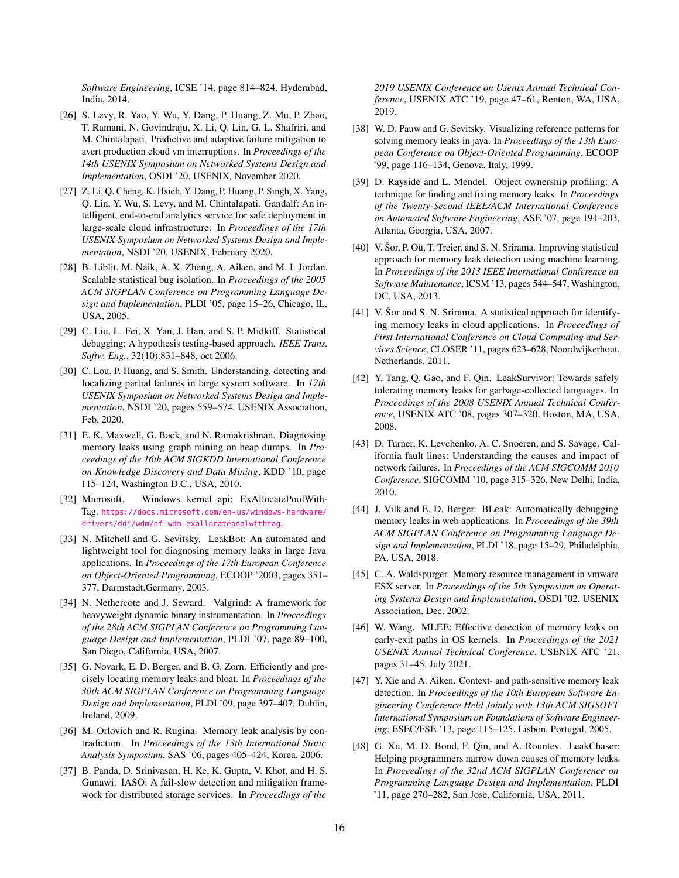*Software Engineering*, ICSE '14, page 814–824, Hyderabad, India, 2014.

[26] S. Levy, R. Yao, Y. Wu, Y. Dang, P. Huang, Z. Mu, P. Zhao, T. Ramani, N. Govindraju, X. Li, Q. Lin, G. L. Shafriri, and M. Chintalapati. Predictive and adaptive failure mitigation to avert production cloud vm interruptions. In *Proceedings of the 14th USENIX Symposium on Networked Systems Design and Implementation*, OSDI '20. USENIX, November 2020.

[27] Z. Li, Q. Cheng, K. Hsieh, Y. Dang, P. Huang, P. Singh, X. Yang, Q. Lin, Y. Wu, S. Levy, and M. Chintalapati. Gandalf: An intelligent, end-to-end analytics service for safe deployment in large-scale cloud infrastructure. In *Proceedings of the 17th USENIX Symposium on Networked Systems Design and Implementation*, NSDI '20. USENIX, February 2020.

[28] B. Liblit, M. Naik, A. X. Zheng, A. Aiken, and M. I. Jordan. Scalable statistical bug isolation. In *Proceedings of the 2005 ACM SIGPLAN Conference on Programming Language Design and Implementation*, PLDI '05, page 15–26, Chicago, IL, USA, 2005.

[29] C. Liu, L. Fei, X. Yan, J. Han, and S. P. Midkiff. Statistical debugging: A hypothesis testing-based approach. *IEEE Trans. Softw. Eng.*, 32(10):831–848, oct 2006.

[30] C. Lou, P. Huang, and S. Smith. Understanding, detecting and localizing partial failures in large system software. In *17th USENIX Symposium on Networked Systems Design and Implementation*, NSDI '20, pages 559–574. USENIX Association, Feb. 2020.

[31] E. K. Maxwell, G. Back, and N. Ramakrishnan. Diagnosing memory leaks using graph mining on heap dumps. In *Proceedings of the 16th ACM SIGKDD International Conference on Knowledge Discovery and Data Mining*, KDD '10, page 115–124, Washington D.C., USA, 2010.

[32] Microsoft. Windows kernel api: ExAllocatePoolWithTag. https://docs.microsoft.com/en-us/windows-hardware/drivers/ddi/wdm/nf-wdm-exallocatepoolwithtag.

[33] N. Mitchell and G. Sevitsky. LeakBot: An automated and lightweight tool for diagnosing memory leaks in large Java applications. In *Proceedings of the 17th European Conference on Object-Oriented Programming*, ECOOP '2003, pages 351–377, Darmstadt,Germany, 2003.

[34] N. Nethercote and J. Seward. Valgrind: A framework for heavyweight dynamic binary instrumentation. In *Proceedings of the 28th ACM SIGPLAN Conference on Programming Language Design and Implementation*, PLDI '07, page 89–100, San Diego, California, USA, 2007.

[35] G. Novark, E. D. Berger, and B. G. Zorn. Efficiently and precisely locating memory leaks and bloat. In *Proceedings of the 30th ACM SIGPLAN Conference on Programming Language Design and Implementation*, PLDI '09, page 397–407, Dublin, Ireland, 2009.

[36] M. Orlovich and R. Rugina. Memory leak analysis by contradiction. In *Proceedings of the 13th International Static Analysis Symposium*, SAS '06, pages 405–424, Korea, 2006.

[37] B. Panda, D. Srinivasan, H. Ke, K. Gupta, V. Khot, and H. S. Gunawi. IASO: A fail-slow detection and mitigation framework for distributed storage services. In *Proceedings of the 2019 USENIX Conference on Usenix Annual Technical Conference*, USENIX ATC '19, page 47–61, Renton, WA, USA, 2019.

[38] W. D. Pauw and G. Sevitsky. Visualizing reference patterns for solving memory leaks in java. In *Proceedings of the 13th European Conference on Object-Oriented Programming*, ECOOP '99, page 116–134, Genova, Italy, 1999.

[39] D. Rayside and L. Mendel. Object ownership profiling: A technique for finding and fixing memory leaks. In *Proceedings of the Twenty-Second IEEE/ACM International Conference on Automated Software Engineering*, ASE '07, page 194–203, Atlanta, Georgia, USA, 2007.

[40] V. Šor, P. Oü, T. Treier, and S. N. Srirama. Improving statistical approach for memory leak detection using machine learning. In *Proceedings of the 2013 IEEE International Conference on Software Maintenance*, ICSM '13, pages 544–547, Washington, DC, USA, 2013.

[41] V. Šor and S. N. Srirama. A statistical approach for identifying memory leaks in cloud applications. In *Proceedings of First International Conference on Cloud Computing and Services Science*, CLOSER '11, pages 623–628, Noordwijkerhout, Netherlands, 2011.

[42] Y. Tang, Q. Gao, and F. Qin. LeakSurvivor: Towards safely tolerating memory leaks for garbage-collected languages. In *Proceedings of the 2008 USENIX Annual Technical Conference*, USENIX ATC '08, pages 307–320, Boston, MA, USA, 2008.

[43] D. Turner, K. Levchenko, A. C. Snoeren, and S. Savage. California fault lines: Understanding the causes and impact of network failures. In *Proceedings of the ACM SIGCOMM 2010 Conference*, SIGCOMM '10, page 315–326, New Delhi, India, 2010.

[44] J. Vilk and E. D. Berger. BLeak: Automatically debugging memory leaks in web applications. In *Proceedings of the 39th ACM SIGPLAN Conference on Programming Language Design and Implementation*, PLDI '18, page 15–29, Philadelphia, PA, USA, 2018.

[45] C. A. Waldspurger. Memory resource management in vmware ESX server. In *Proceedings of the 5th Symposium on Operating Systems Design and Implementation*, OSDI '02. USENIX Association, Dec. 2002.

[46] W. Wang. MLEE: Effective detection of memory leaks on early-exit paths in OS kernels. In *Proceedings of the 2021 USENIX Annual Technical Conference*, USENIX ATC '21, pages 31–45, July 2021.

[47] Y. Xie and A. Aiken. Context- and path-sensitive memory leak detection. In *Proceedings of the 10th European Software Engineering Conference Held Jointly with 13th ACM SIGSOFT International Symposium on Foundations of Software Engineering*, ESEC/FSE '13, page 115–125, Lisbon, Portugal, 2005.

[48] G. Xu, M. D. Bond, F. Qin, and A. Rountev. LeakChaser: Helping programmers narrow down causes of memory leaks. In *Proceedings of the 32nd ACM SIGPLAN Conference on Programming Language Design and Implementation*, PLDI '11, page 270–282, San Jose, California, USA, 2011.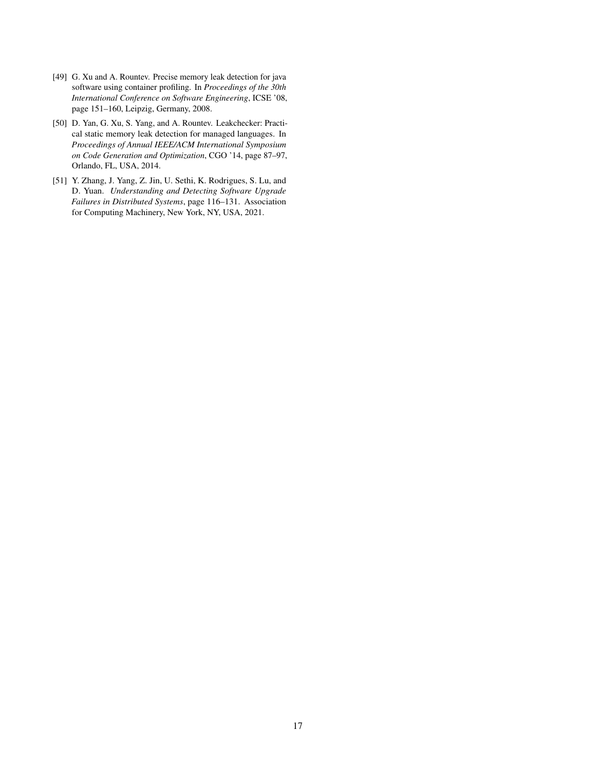[49] G. Xu and A. Rountev. Precise memory leak detection for java software using container profiling. In *Proceedings of the 30th International Conference on Software Engineering*, ICSE '08, page 151–160, Leipzig, Germany, 2008.

[50] D. Yan, G. Xu, S. Yang, and A. Rountev. Leakchecker: Practical static memory leak detection for managed languages. In *Proceedings of Annual IEEE/ACM International Symposium on Code Generation and Optimization*, CGO '14, page 87–97, Orlando, FL, USA, 2014.

[51] Y. Zhang, J. Yang, Z. Jin, U. Sethi, K. Rodrigues, S. Lu, and D. Yuan. *Understanding and Detecting Software Upgrade Failures in Distributed Systems*, page 116–131. Association for Computing Machinery, New York, NY, USA, 2021.